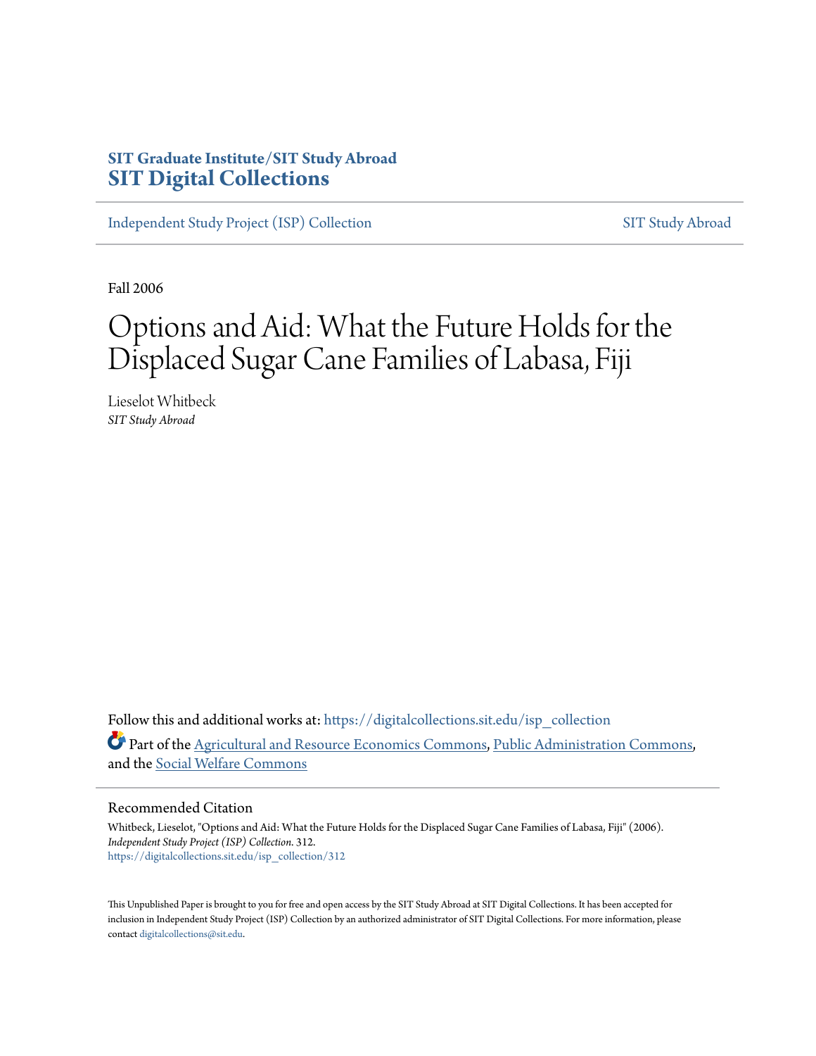SIT Graduate Institute/SIT Study Abroad
**SIT Digital Collections**

Independent Study Project (ISP) Collection | SIT Study Abroad

Fall 2006

# Options and Aid: What the Future Holds for the Displaced Sugar Cane Families of Labasa, Fiji

Lieselot Whitbeck
*SIT Study Abroad*

Follow this and additional works at: https://digitalcollections.sit.edu/isp_collection

Part of the Agricultural and Resource Economics Commons, Public Administration Commons, and the Social Welfare Commons

## Recommended Citation

Whitbeck, Lieselot, "Options and Aid: What the Future Holds for the Displaced Sugar Cane Families of Labasa, Fiji" (2006). *Independent Study Project (ISP) Collection*. 312.
https://digitalcollections.sit.edu/isp_collection/312

This Unpublished Paper is brought to you for free and open access by the SIT Study Abroad at SIT Digital Collections. It has been accepted for inclusion in Independent Study Project (ISP) Collection by an authorized administrator of SIT Digital Collections. For more information, please contact digitalcollections@sit.edu.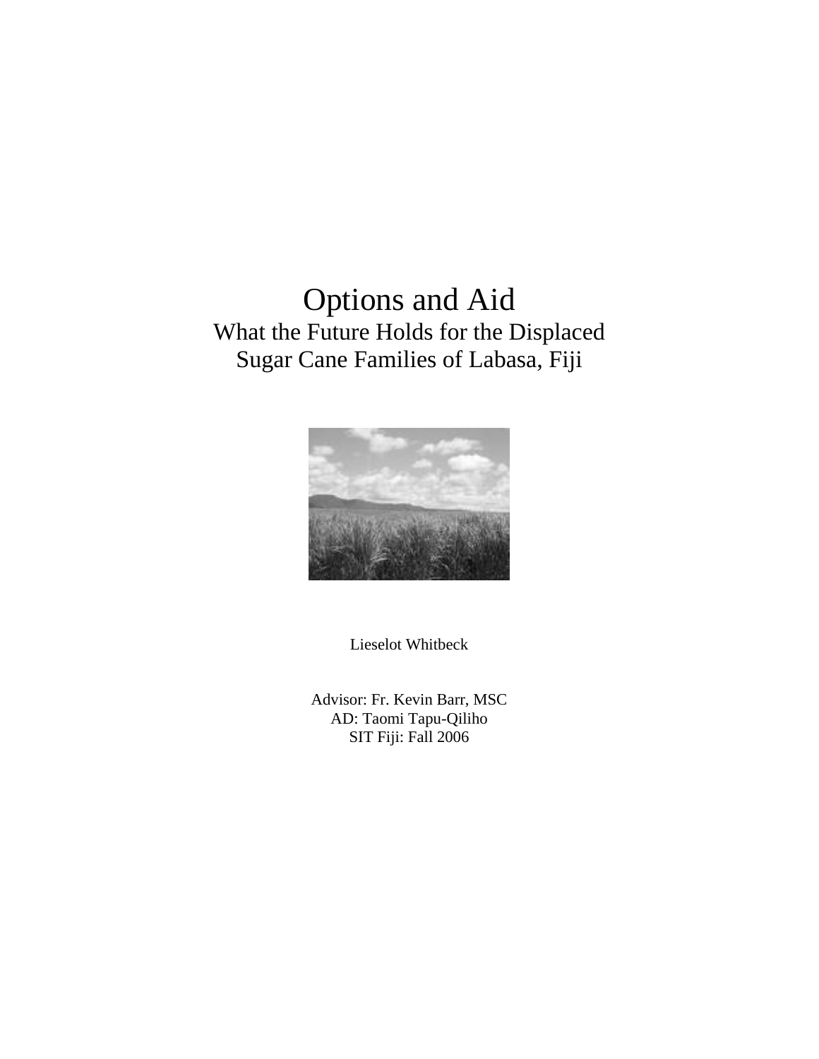# Options and Aid

## What the Future Holds for the Displaced Sugar Cane Families of Labasa, Fiji

Lieselot Whitbeck

Advisor: Fr. Kevin Barr, MSC
AD: Taomi Tapu-Qiliho
SIT Fiji: Fall 2006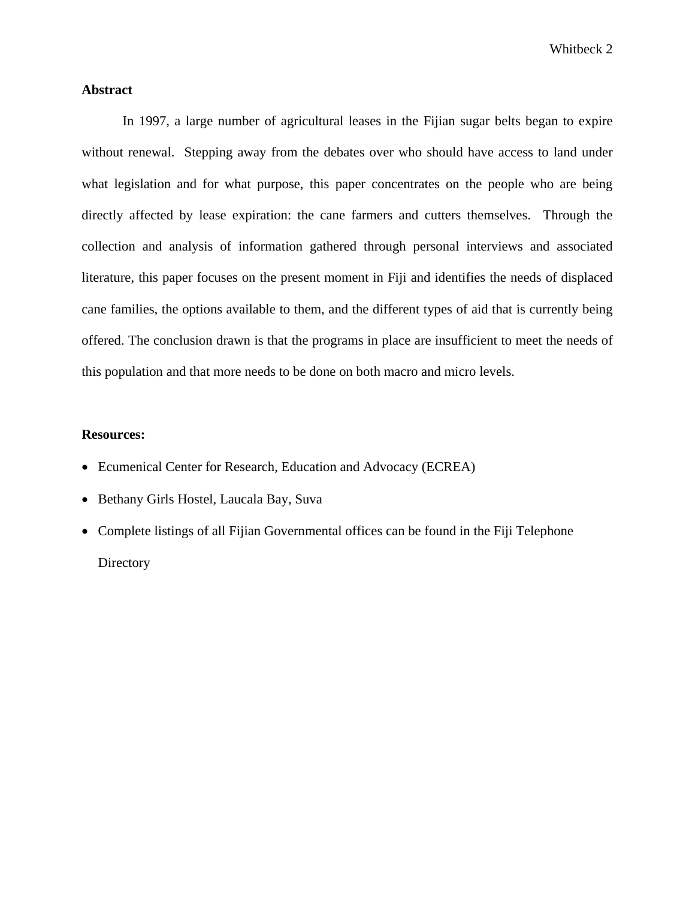**Abstract**

In 1997, a large number of agricultural leases in the Fijian sugar belts began to expire without renewal. Stepping away from the debates over who should have access to land under what legislation and for what purpose, this paper concentrates on the people who are being directly affected by lease expiration: the cane farmers and cutters themselves. Through the collection and analysis of information gathered through personal interviews and associated literature, this paper focuses on the present moment in Fiji and identifies the needs of displaced cane families, the options available to them, and the different types of aid that is currently being offered. The conclusion drawn is that the programs in place are insufficient to meet the needs of this population and that more needs to be done on both macro and micro levels.

**Resources:**

- Ecumenical Center for Research, Education and Advocacy (ECREA)
- Bethany Girls Hostel, Laucala Bay, Suva
- Complete listings of all Fijian Governmental offices can be found in the Fiji Telephone Directory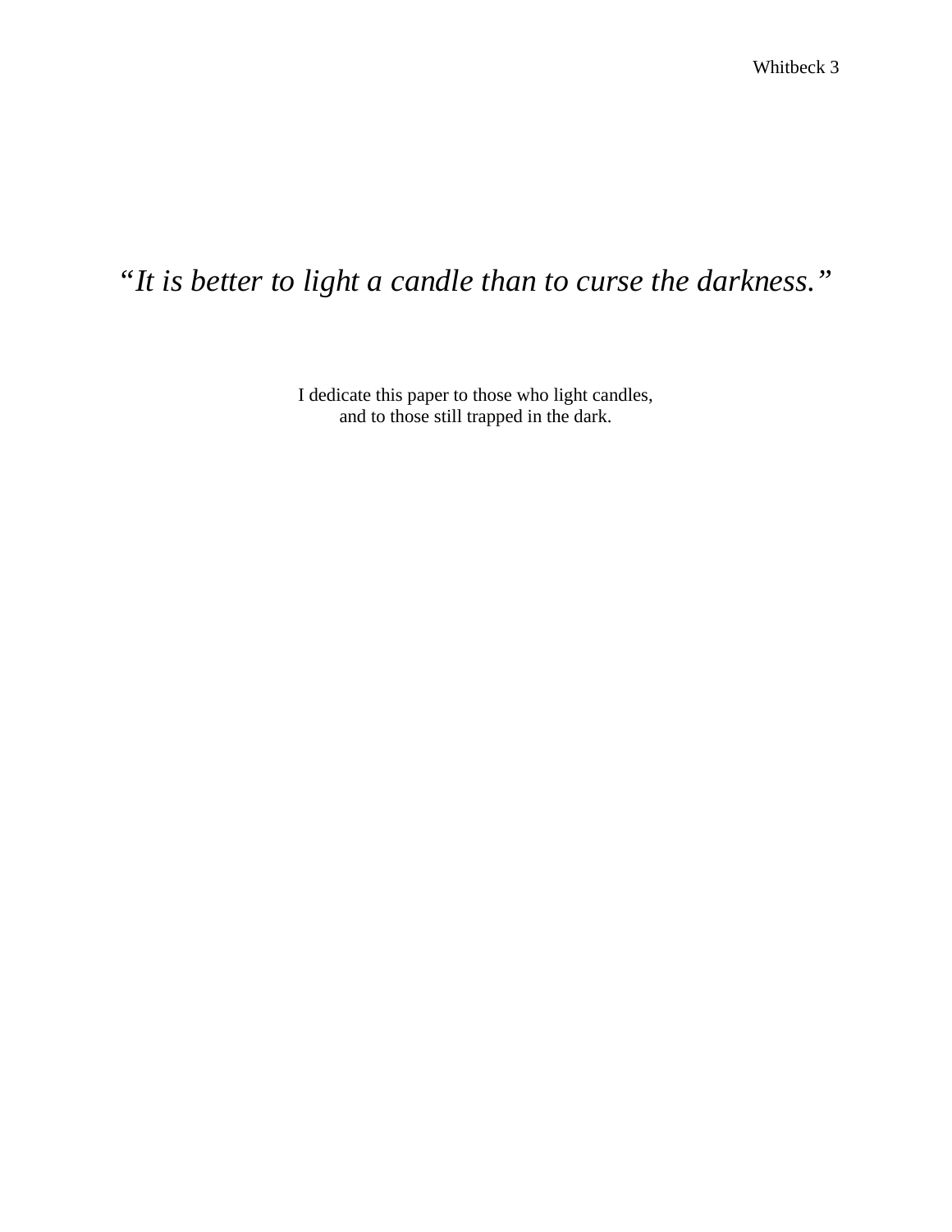*“It is better to light a candle than to curse the darkness.”*

I dedicate this paper to those who light candles,  
and to those still trapped in the dark.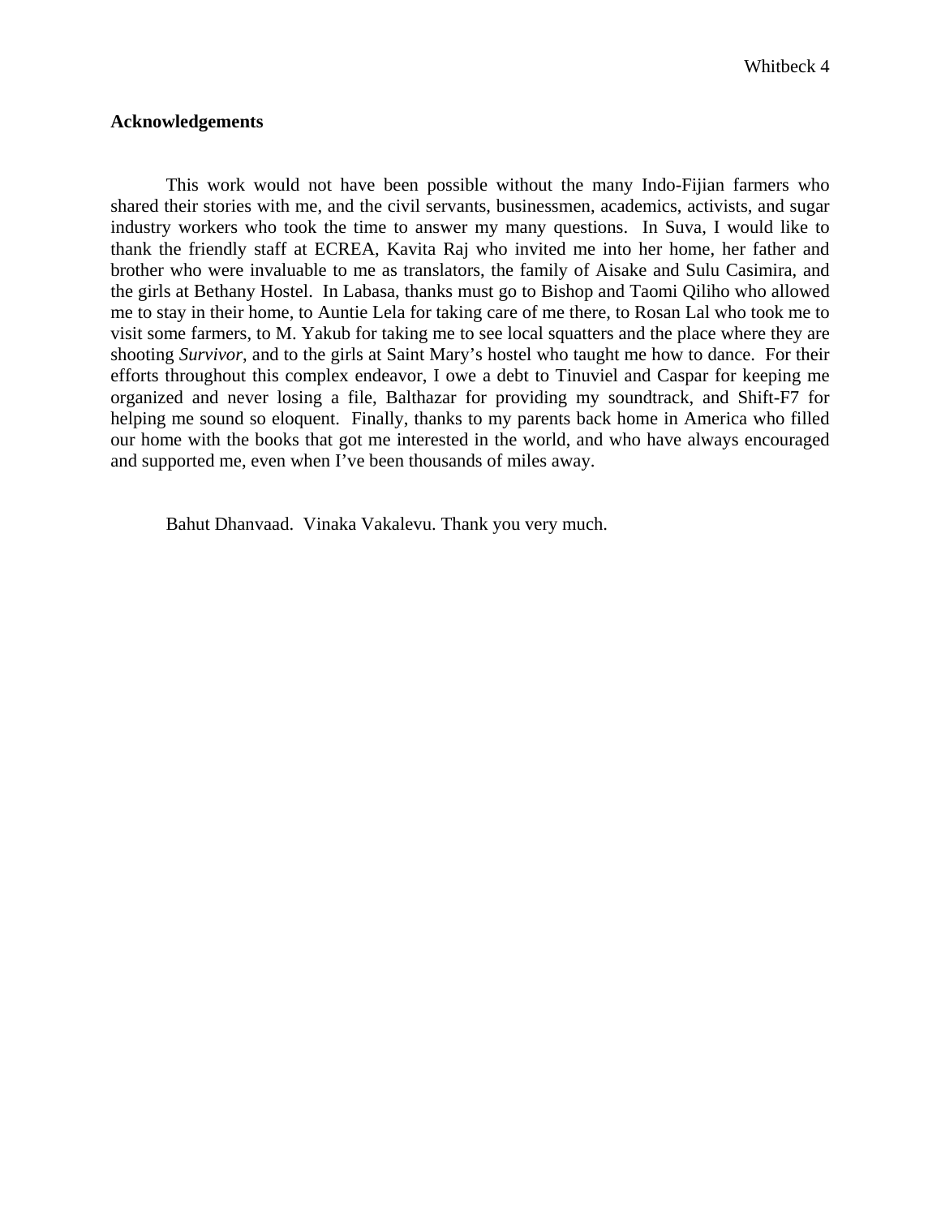## Acknowledgements

This work would not have been possible without the many Indo-Fijian farmers who shared their stories with me, and the civil servants, businessmen, academics, activists, and sugar industry workers who took the time to answer my many questions. In Suva, I would like to thank the friendly staff at ECREA, Kavita Raj who invited me into her home, her father and brother who were invaluable to me as translators, the family of Aisake and Sulu Casimira, and the girls at Bethany Hostel. In Labasa, thanks must go to Bishop and Taomi Qiliho who allowed me to stay in their home, to Auntie Lela for taking care of me there, to Rosan Lal who took me to visit some farmers, to M. Yakub for taking me to see local squatters and the place where they are shooting *Survivor*, and to the girls at Saint Mary's hostel who taught me how to dance. For their efforts throughout this complex endeavor, I owe a debt to Tinuviel and Caspar for keeping me organized and never losing a file, Balthazar for providing my soundtrack, and Shift-F7 for helping me sound so eloquent. Finally, thanks to my parents back home in America who filled our home with the books that got me interested in the world, and who have always encouraged and supported me, even when I've been thousands of miles away.

Bahut Dhanvaad. Vinaka Vakalevu. Thank you very much.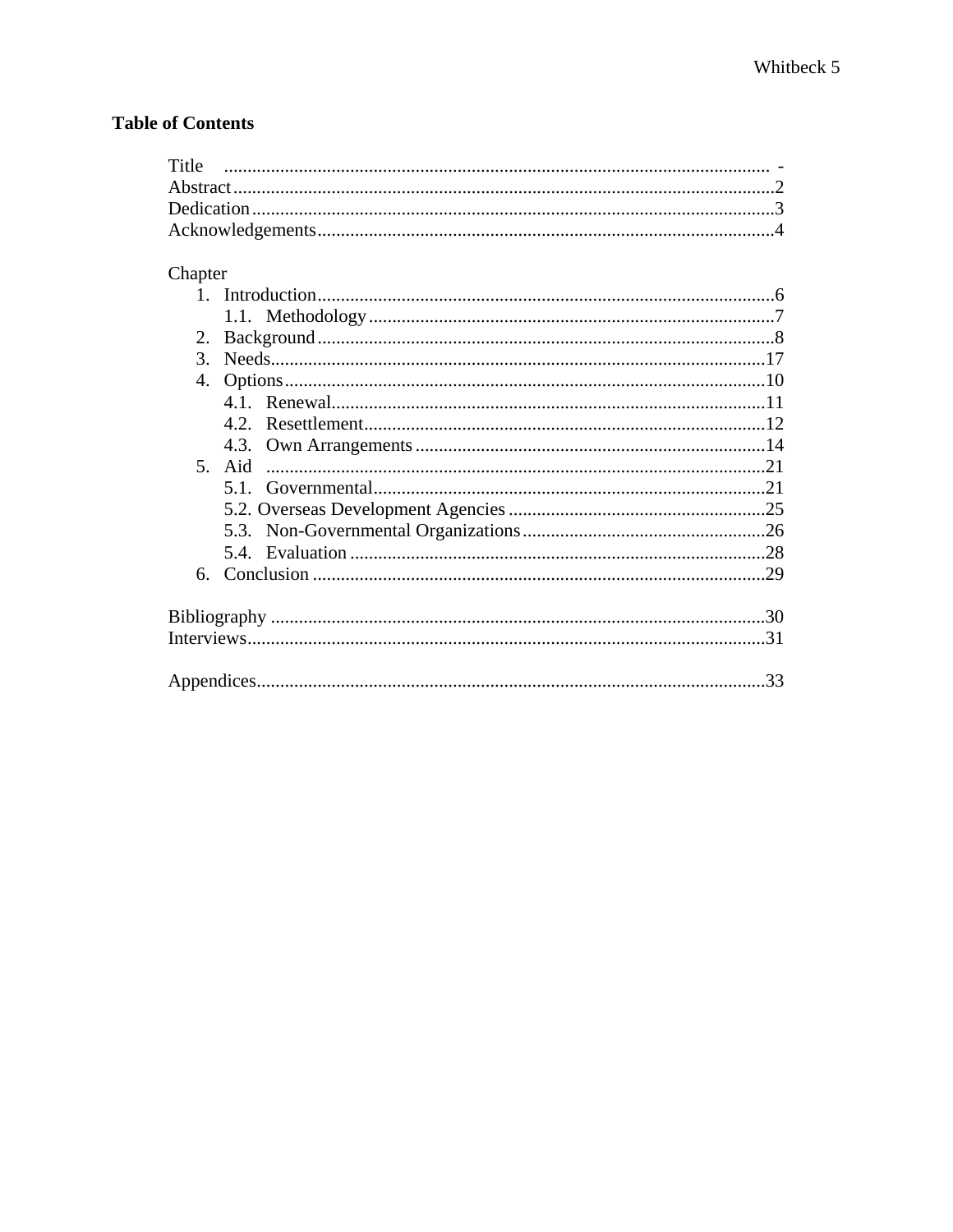**Table of Contents**

Title ............................................................................................................ -
Abstract..........................................................................................................2
Dedication.......................................................................................................3
Acknowledgements........................................................................................4

Chapter

1. Introduction.................................................................................................6
   1.1. Methodology.......................................................................................7
2. Background.................................................................................................8
3. Needs........................................................................................................17
4. Options......................................................................................................10
   4.1. Renewal.............................................................................................11
   4.2. Resettlement......................................................................................12
   4.3. Own Arrangements...........................................................................14
5. Aid ...........................................................................................................21
   5.1. Governmental.....................................................................................21
   5.2. Overseas Development Agencies.......................................................25
   5.3. Non-Governmental Organizations....................................................26
   5.4. Evaluation .........................................................................................28
6. Conclusion ................................................................................................29

Bibliography .................................................................................................30
Interviews.......................................................................................................31

Appendices.....................................................................................................33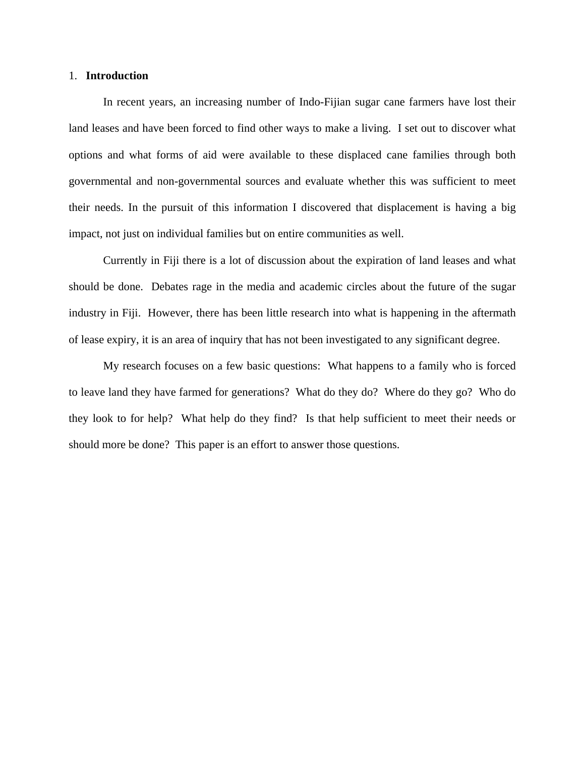# 1. Introduction

In recent years, an increasing number of Indo-Fijian sugar cane farmers have lost their land leases and have been forced to find other ways to make a living. I set out to discover what options and what forms of aid were available to these displaced cane families through both governmental and non-governmental sources and evaluate whether this was sufficient to meet their needs. In the pursuit of this information I discovered that displacement is having a big impact, not just on individual families but on entire communities as well.

Currently in Fiji there is a lot of discussion about the expiration of land leases and what should be done. Debates rage in the media and academic circles about the future of the sugar industry in Fiji. However, there has been little research into what is happening in the aftermath of lease expiry, it is an area of inquiry that has not been investigated to any significant degree.

My research focuses on a few basic questions: What happens to a family who is forced to leave land they have farmed for generations? What do they do? Where do they go? Who do they look to for help? What help do they find? Is that help sufficient to meet their needs or should more be done? This paper is an effort to answer those questions.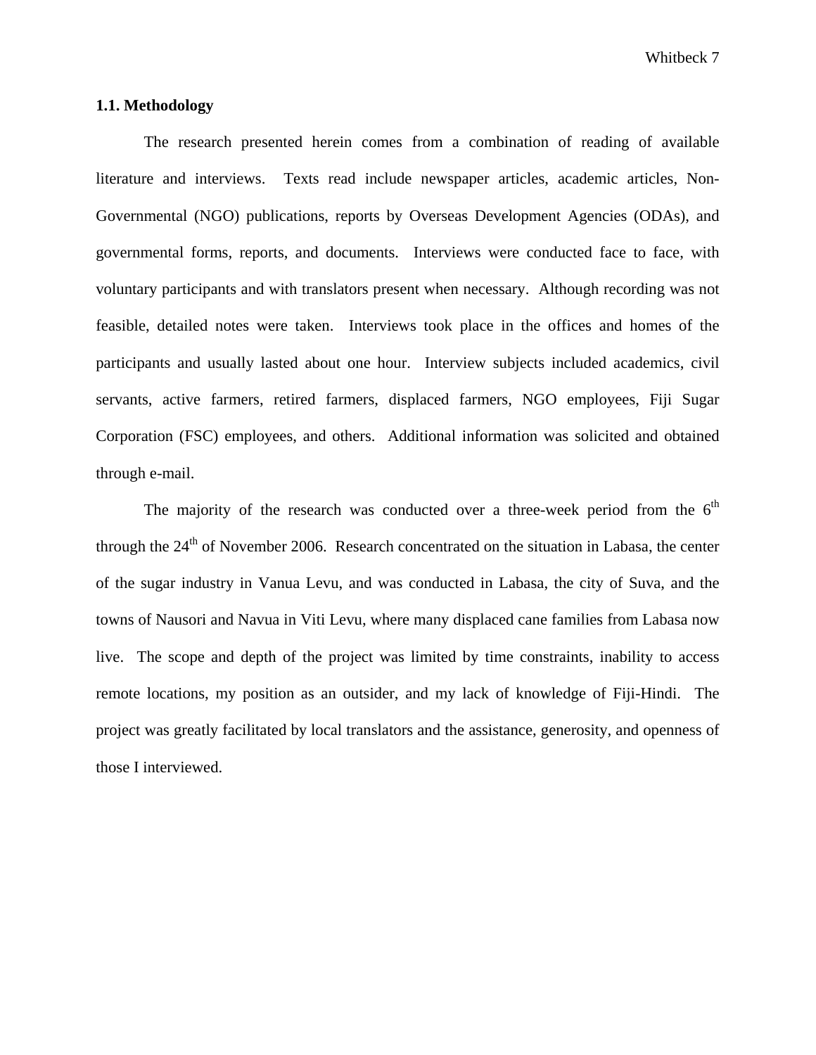### 1.1. Methodology

The research presented herein comes from a combination of reading of available literature and interviews. Texts read include newspaper articles, academic articles, Non-Governmental (NGO) publications, reports by Overseas Development Agencies (ODAs), and governmental forms, reports, and documents. Interviews were conducted face to face, with voluntary participants and with translators present when necessary. Although recording was not feasible, detailed notes were taken. Interviews took place in the offices and homes of the participants and usually lasted about one hour. Interview subjects included academics, civil servants, active farmers, retired farmers, displaced farmers, NGO employees, Fiji Sugar Corporation (FSC) employees, and others. Additional information was solicited and obtained through e-mail.

The majority of the research was conducted over a three-week period from the 6th through the 24th of November 2006. Research concentrated on the situation in Labasa, the center of the sugar industry in Vanua Levu, and was conducted in Labasa, the city of Suva, and the towns of Nausori and Navua in Viti Levu, where many displaced cane families from Labasa now live. The scope and depth of the project was limited by time constraints, inability to access remote locations, my position as an outsider, and my lack of knowledge of Fiji-Hindi. The project was greatly facilitated by local translators and the assistance, generosity, and openness of those I interviewed.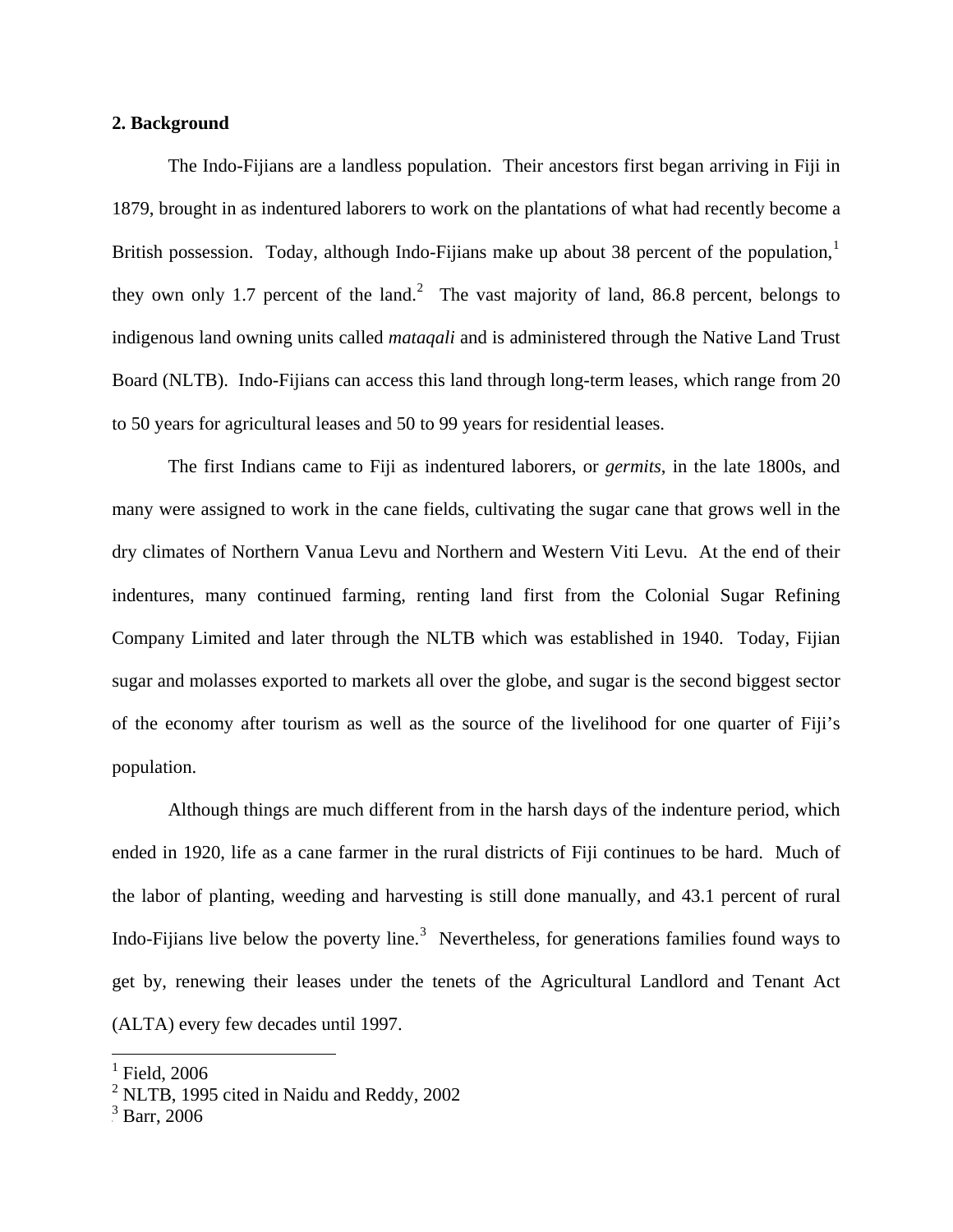## 2. Background

The Indo-Fijians are a landless population. Their ancestors first began arriving in Fiji in 1879, brought in as indentured laborers to work on the plantations of what had recently become a British possession. Today, although Indo-Fijians make up about 38 percent of the population,[1] they own only 1.7 percent of the land.[2] The vast majority of land, 86.8 percent, belongs to indigenous land owning units called *mataqali* and is administered through the Native Land Trust Board (NLTB). Indo-Fijians can access this land through long-term leases, which range from 20 to 50 years for agricultural leases and 50 to 99 years for residential leases.

The first Indians came to Fiji as indentured laborers, or *germits*, in the late 1800s, and many were assigned to work in the cane fields, cultivating the sugar cane that grows well in the dry climates of Northern Vanua Levu and Northern and Western Viti Levu. At the end of their indentures, many continued farming, renting land first from the Colonial Sugar Refining Company Limited and later through the NLTB which was established in 1940. Today, Fijian sugar and molasses exported to markets all over the globe, and sugar is the second biggest sector of the economy after tourism as well as the source of the livelihood for one quarter of Fiji's population.

Although things are much different from in the harsh days of the indenture period, which ended in 1920, life as a cane farmer in the rural districts of Fiji continues to be hard. Much of the labor of planting, weeding and harvesting is still done manually, and 43.1 percent of rural Indo-Fijians live below the poverty line.[3] Nevertheless, for generations families found ways to get by, renewing their leases under the tenets of the Agricultural Landlord and Tenant Act (ALTA) every few decades until 1997.

---

[1] Field, 2006

[2] NLTB, 1995 cited in Naidu and Reddy, 2002

[3] Barr, 2006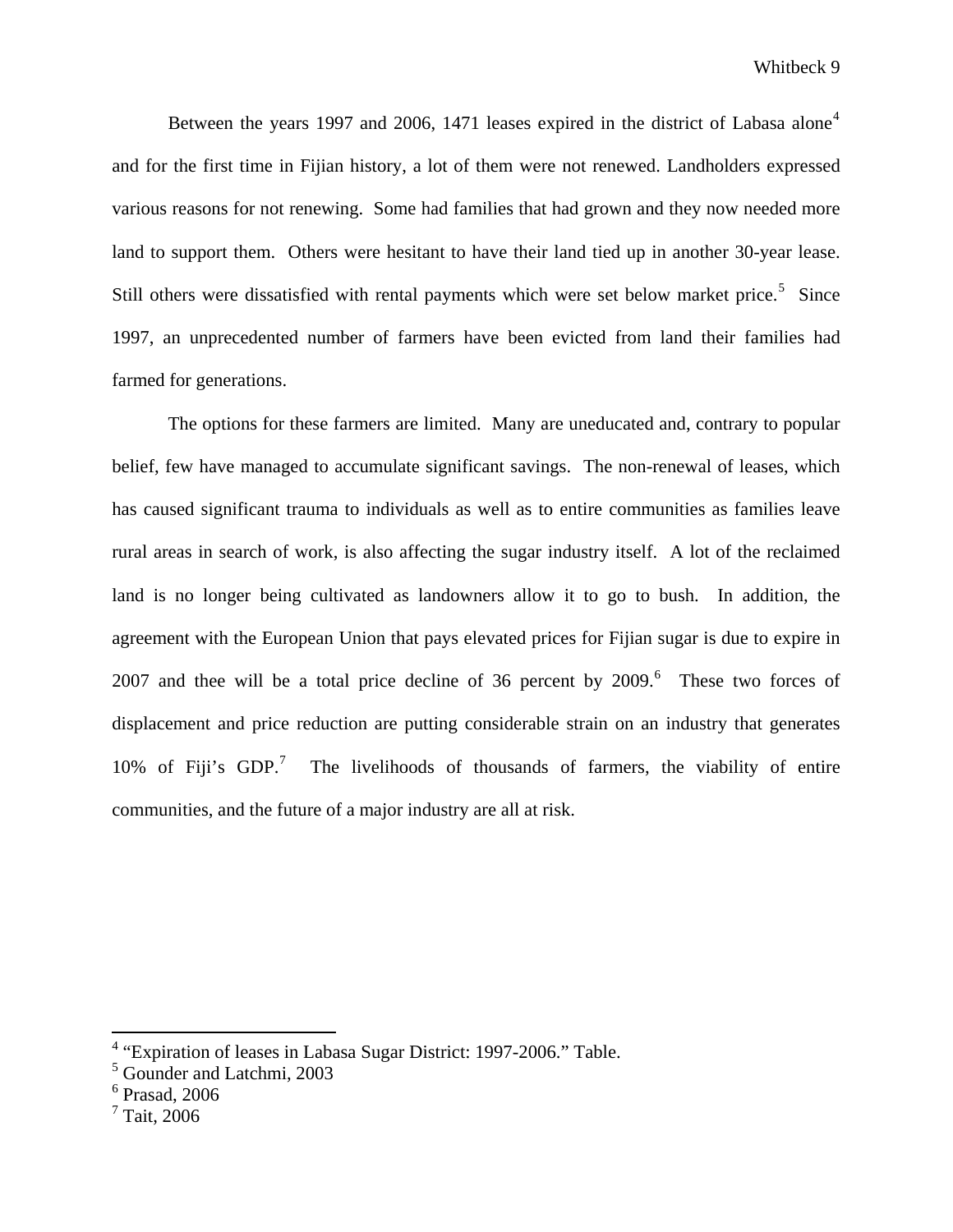Between the years 1997 and 2006, 1471 leases expired in the district of Labasa alone[4] and for the first time in Fijian history, a lot of them were not renewed. Landholders expressed various reasons for not renewing. Some had families that had grown and they now needed more land to support them. Others were hesitant to have their land tied up in another 30-year lease. Still others were dissatisfied with rental payments which were set below market price.[5] Since 1997, an unprecedented number of farmers have been evicted from land their families had farmed for generations.

The options for these farmers are limited. Many are uneducated and, contrary to popular belief, few have managed to accumulate significant savings. The non-renewal of leases, which has caused significant trauma to individuals as well as to entire communities as families leave rural areas in search of work, is also affecting the sugar industry itself. A lot of the reclaimed land is no longer being cultivated as landowners allow it to go to bush. In addition, the agreement with the European Union that pays elevated prices for Fijian sugar is due to expire in 2007 and thee will be a total price decline of 36 percent by 2009.[6] These two forces of displacement and price reduction are putting considerable strain on an industry that generates 10% of Fiji's GDP.[7] The livelihoods of thousands of farmers, the viability of entire communities, and the future of a major industry are all at risk.

---

[4] "Expiration of leases in Labasa Sugar District: 1997-2006." Table.

[5] Gounder and Latchmi, 2003

[6] Prasad, 2006

[7] Tait, 2006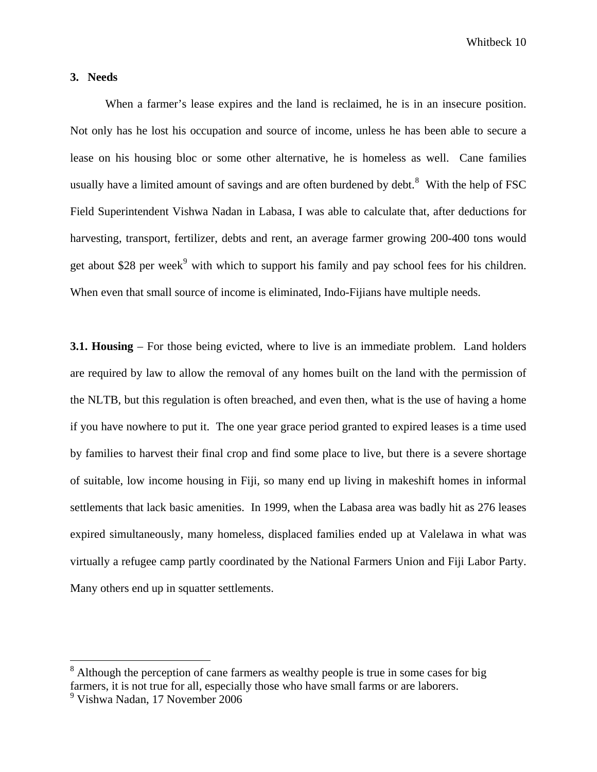## 3. Needs

When a farmer's lease expires and the land is reclaimed, he is in an insecure position. Not only has he lost his occupation and source of income, unless he has been able to secure a lease on his housing bloc or some other alternative, he is homeless as well. Cane families usually have a limited amount of savings and are often burdened by debt.[8] With the help of FSC Field Superintendent Vishwa Nadan in Labasa, I was able to calculate that, after deductions for harvesting, transport, fertilizer, debts and rent, an average farmer growing 200-400 tons would get about $28 per week[9] with which to support his family and pay school fees for his children. When even that small source of income is eliminated, Indo-Fijians have multiple needs.

**3.1. Housing** – For those being evicted, where to live is an immediate problem. Land holders are required by law to allow the removal of any homes built on the land with the permission of the NLTB, but this regulation is often breached, and even then, what is the use of having a home if you have nowhere to put it. The one year grace period granted to expired leases is a time used by families to harvest their final crop and find some place to live, but there is a severe shortage of suitable, low income housing in Fiji, so many end up living in makeshift homes in informal settlements that lack basic amenities. In 1999, when the Labasa area was badly hit as 276 leases expired simultaneously, many homeless, displaced families ended up at Valelawa in what was virtually a refugee camp partly coordinated by the National Farmers Union and Fiji Labor Party. Many others end up in squatter settlements.

---

[8] Although the perception of cane farmers as wealthy people is true in some cases for big farmers, it is not true for all, especially those who have small farms or are laborers.

[9] Vishwa Nadan, 17 November 2006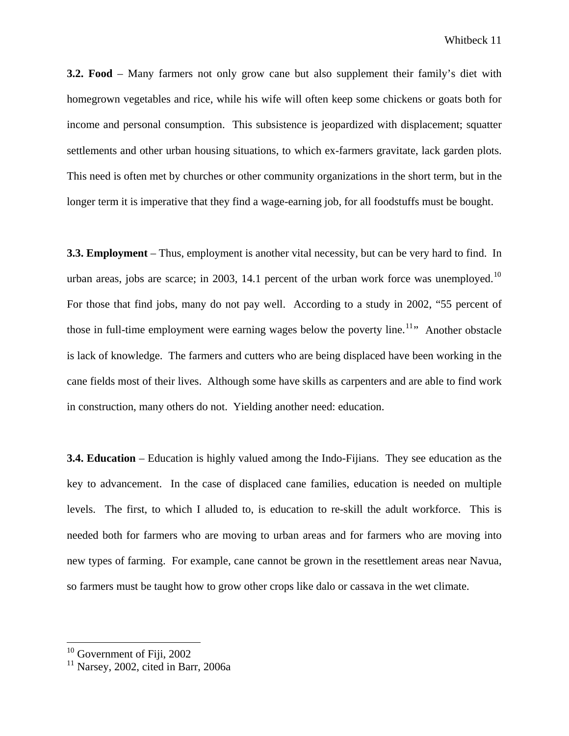**3.2. Food** – Many farmers not only grow cane but also supplement their family's diet with homegrown vegetables and rice, while his wife will often keep some chickens or goats both for income and personal consumption. This subsistence is jeopardized with displacement; squatter settlements and other urban housing situations, to which ex-farmers gravitate, lack garden plots. This need is often met by churches or other community organizations in the short term, but in the longer term it is imperative that they find a wage-earning job, for all foodstuffs must be bought.

**3.3. Employment** – Thus, employment is another vital necessity, but can be very hard to find. In urban areas, jobs are scarce; in 2003, 14.1 percent of the urban work force was unemployed.[10] For those that find jobs, many do not pay well. According to a study in 2002, "55 percent of those in full-time employment were earning wages below the poverty line.[11]" Another obstacle is lack of knowledge. The farmers and cutters who are being displaced have been working in the cane fields most of their lives. Although some have skills as carpenters and are able to find work in construction, many others do not. Yielding another need: education.

**3.4. Education** – Education is highly valued among the Indo-Fijians. They see education as the key to advancement. In the case of displaced cane families, education is needed on multiple levels. The first, to which I alluded to, is education to re-skill the adult workforce. This is needed both for farmers who are moving to urban areas and for farmers who are moving into new types of farming. For example, cane cannot be grown in the resettlement areas near Navua, so farmers must be taught how to grow other crops like dalo or cassava in the wet climate.

---

[10] Government of Fiji, 2002

[11] Narsey, 2002, cited in Barr, 2006a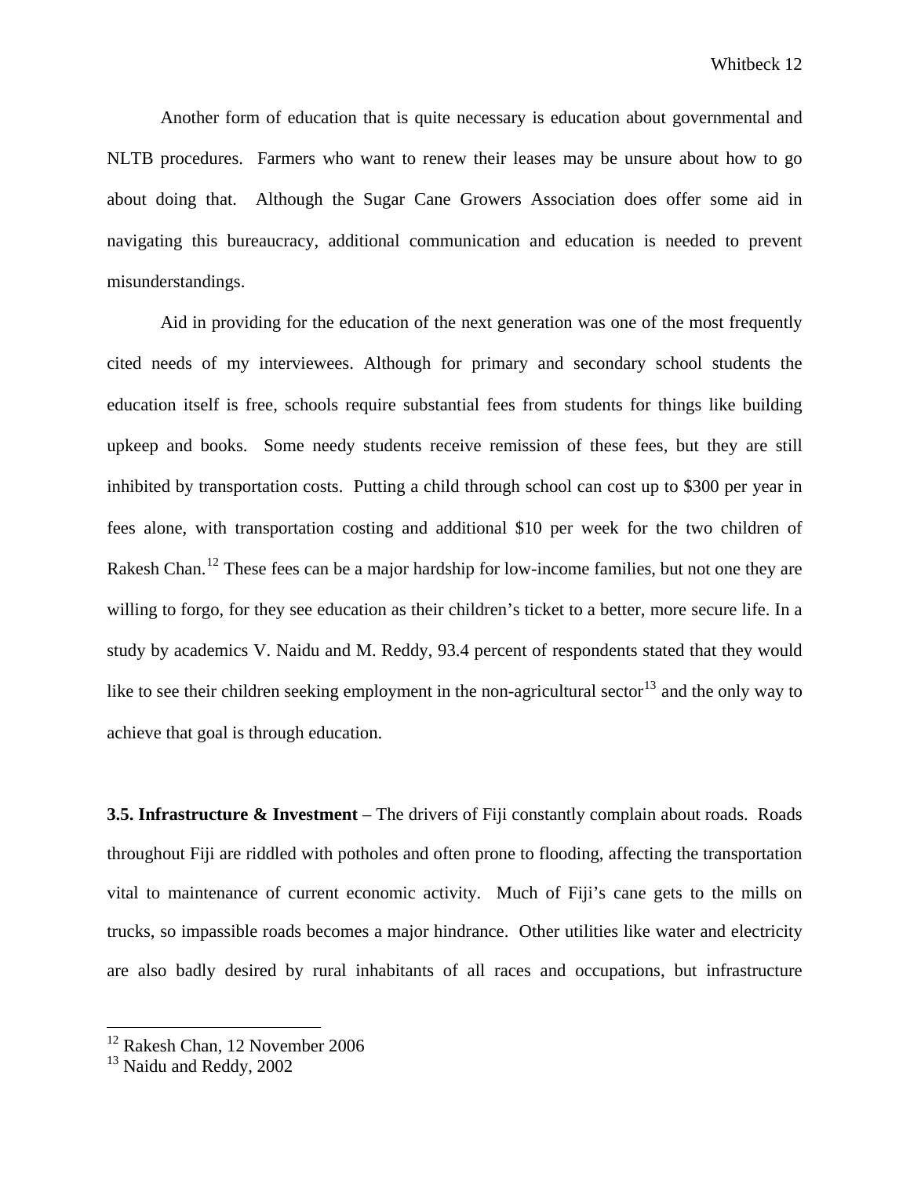Another form of education that is quite necessary is education about governmental and NLTB procedures. Farmers who want to renew their leases may be unsure about how to go about doing that. Although the Sugar Cane Growers Association does offer some aid in navigating this bureaucracy, additional communication and education is needed to prevent misunderstandings.

Aid in providing for the education of the next generation was one of the most frequently cited needs of my interviewees. Although for primary and secondary school students the education itself is free, schools require substantial fees from students for things like building upkeep and books. Some needy students receive remission of these fees, but they are still inhibited by transportation costs. Putting a child through school can cost up to $300 per year in fees alone, with transportation costing and additional $10 per week for the two children of Rakesh Chan.[12] These fees can be a major hardship for low-income families, but not one they are willing to forgo, for they see education as their children's ticket to a better, more secure life. In a study by academics V. Naidu and M. Reddy, 93.4 percent of respondents stated that they would like to see their children seeking employment in the non-agricultural sector[13] and the only way to achieve that goal is through education.

**3.5. Infrastructure & Investment** – The drivers of Fiji constantly complain about roads. Roads throughout Fiji are riddled with potholes and often prone to flooding, affecting the transportation vital to maintenance of current economic activity. Much of Fiji's cane gets to the mills on trucks, so impassible roads becomes a major hindrance. Other utilities like water and electricity are also badly desired by rural inhabitants of all races and occupations, but infrastructure

---

[12] Rakesh Chan, 12 November 2006

[13] Naidu and Reddy, 2002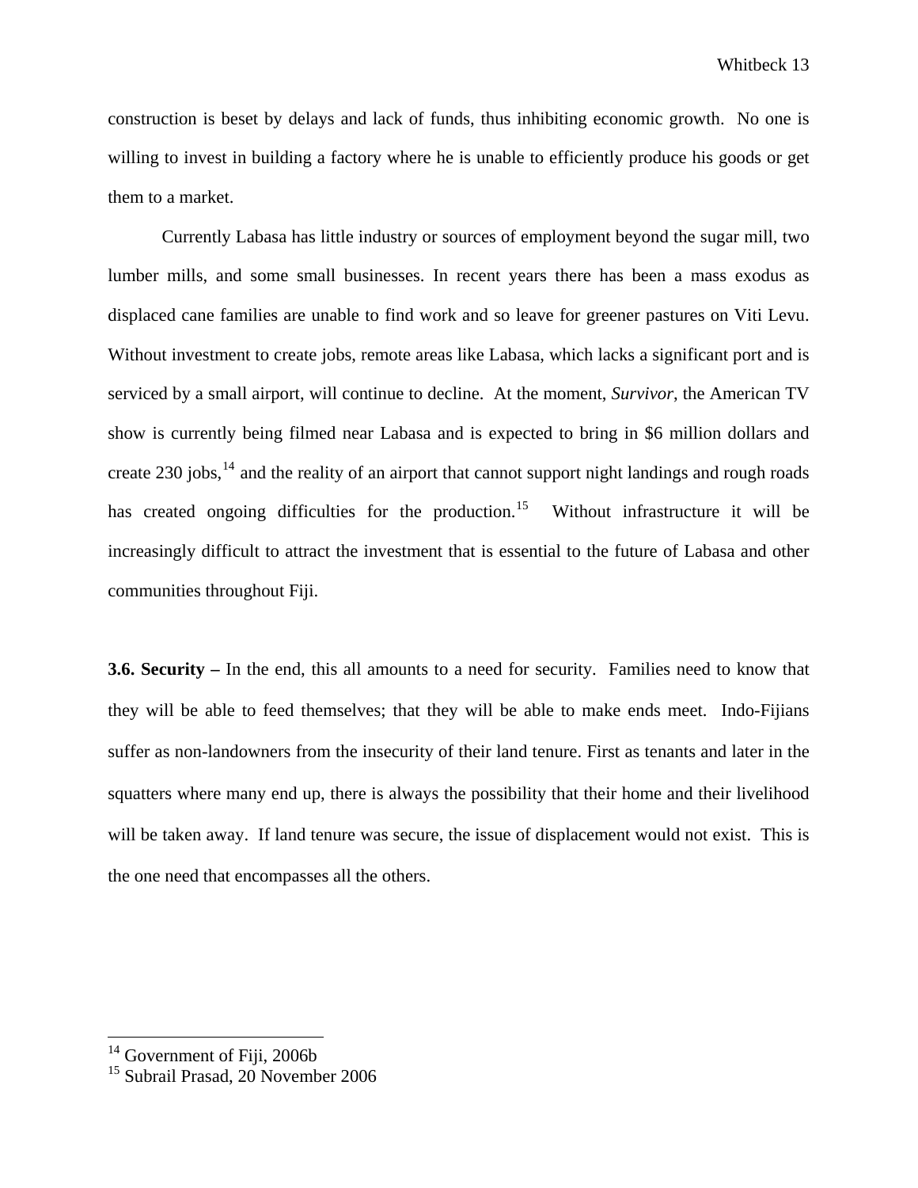construction is beset by delays and lack of funds, thus inhibiting economic growth. No one is willing to invest in building a factory where he is unable to efficiently produce his goods or get them to a market.

Currently Labasa has little industry or sources of employment beyond the sugar mill, two lumber mills, and some small businesses. In recent years there has been a mass exodus as displaced cane families are unable to find work and so leave for greener pastures on Viti Levu. Without investment to create jobs, remote areas like Labasa, which lacks a significant port and is serviced by a small airport, will continue to decline. At the moment, *Survivor*, the American TV show is currently being filmed near Labasa and is expected to bring in $6 million dollars and create 230 jobs,[14] and the reality of an airport that cannot support night landings and rough roads has created ongoing difficulties for the production.[15] Without infrastructure it will be increasingly difficult to attract the investment that is essential to the future of Labasa and other communities throughout Fiji.

**3.6. Security –** In the end, this all amounts to a need for security. Families need to know that they will be able to feed themselves; that they will be able to make ends meet. Indo-Fijians suffer as non-landowners from the insecurity of their land tenure. First as tenants and later in the squatters where many end up, there is always the possibility that their home and their livelihood will be taken away. If land tenure was secure, the issue of displacement would not exist. This is the one need that encompasses all the others.

---

[14] Government of Fiji, 2006b

[15] Subrail Prasad, 20 November 2006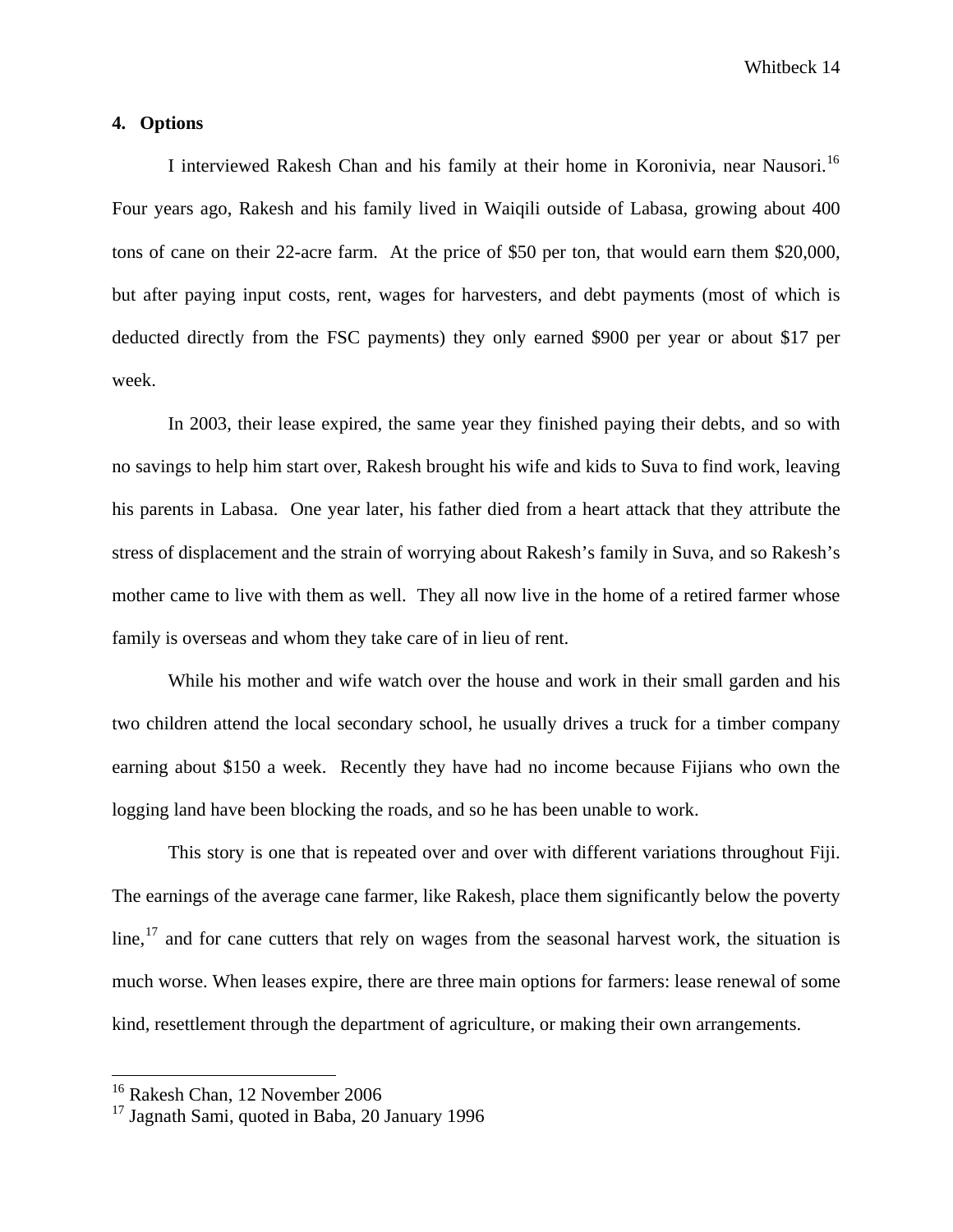## 4. Options

I interviewed Rakesh Chan and his family at their home in Koronivia, near Nausori.[16] Four years ago, Rakesh and his family lived in Waiqili outside of Labasa, growing about 400 tons of cane on their 22-acre farm. At the price of $50 per ton, that would earn them $20,000, but after paying input costs, rent, wages for harvesters, and debt payments (most of which is deducted directly from the FSC payments) they only earned $900 per year or about $17 per week.

In 2003, their lease expired, the same year they finished paying their debts, and so with no savings to help him start over, Rakesh brought his wife and kids to Suva to find work, leaving his parents in Labasa. One year later, his father died from a heart attack that they attribute the stress of displacement and the strain of worrying about Rakesh's family in Suva, and so Rakesh's mother came to live with them as well. They all now live in the home of a retired farmer whose family is overseas and whom they take care of in lieu of rent.

While his mother and wife watch over the house and work in their small garden and his two children attend the local secondary school, he usually drives a truck for a timber company earning about $150 a week. Recently they have had no income because Fijians who own the logging land have been blocking the roads, and so he has been unable to work.

This story is one that is repeated over and over with different variations throughout Fiji. The earnings of the average cane farmer, like Rakesh, place them significantly below the poverty line,[17] and for cane cutters that rely on wages from the seasonal harvest work, the situation is much worse. When leases expire, there are three main options for farmers: lease renewal of some kind, resettlement through the department of agriculture, or making their own arrangements.

---

[16] Rakesh Chan, 12 November 2006

[17] Jagnath Sami, quoted in Baba, 20 January 1996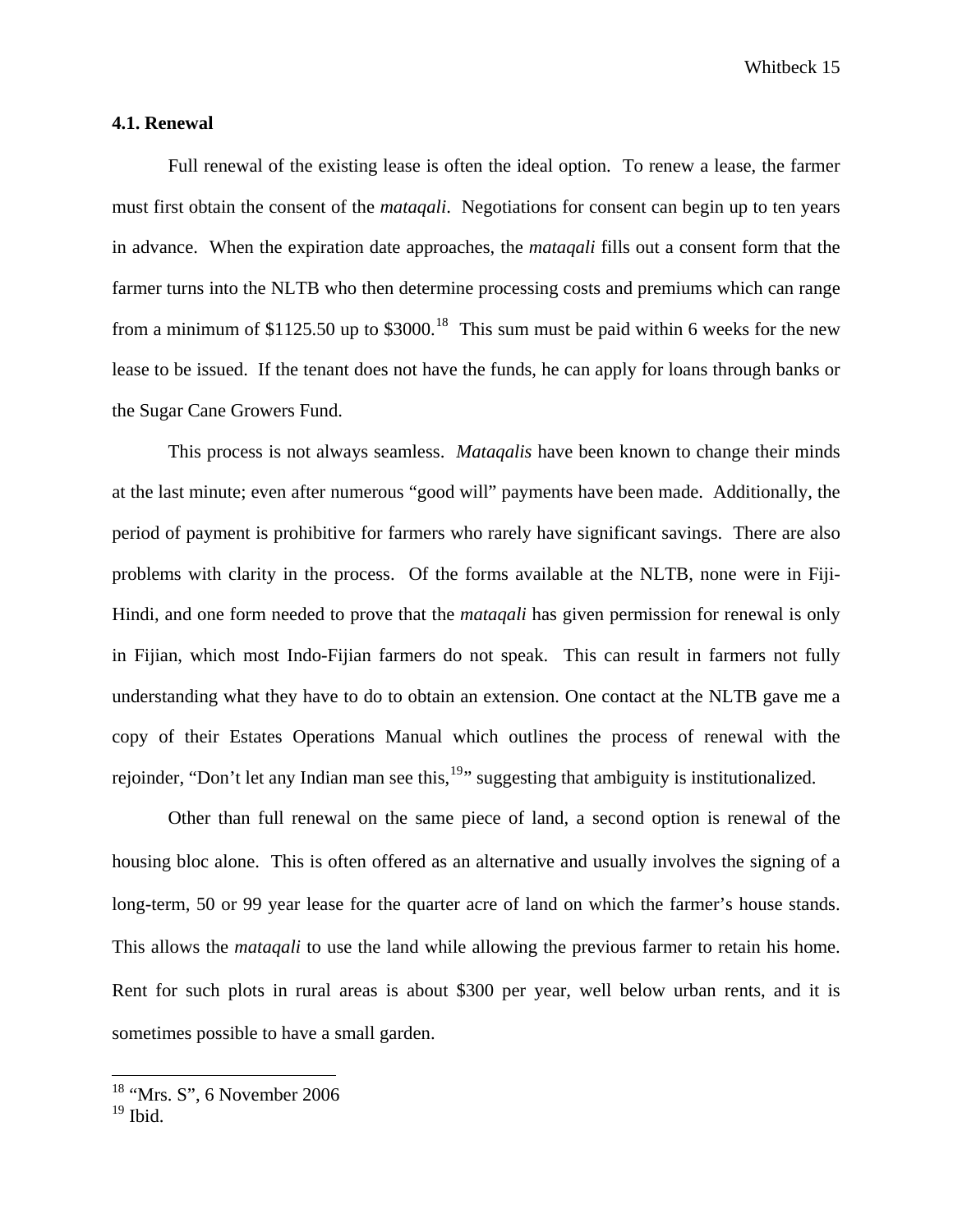### 4.1. Renewal

Full renewal of the existing lease is often the ideal option. To renew a lease, the farmer must first obtain the consent of the *mataqali*. Negotiations for consent can begin up to ten years in advance. When the expiration date approaches, the *mataqali* fills out a consent form that the farmer turns into the NLTB who then determine processing costs and premiums which can range from a minimum of $1125.50 up to $3000.[18] This sum must be paid within 6 weeks for the new lease to be issued. If the tenant does not have the funds, he can apply for loans through banks or the Sugar Cane Growers Fund.

This process is not always seamless. *Mataqalis* have been known to change their minds at the last minute; even after numerous "good will" payments have been made. Additionally, the period of payment is prohibitive for farmers who rarely have significant savings. There are also problems with clarity in the process. Of the forms available at the NLTB, none were in Fiji-Hindi, and one form needed to prove that the *mataqali* has given permission for renewal is only in Fijian, which most Indo-Fijian farmers do not speak. This can result in farmers not fully understanding what they have to do to obtain an extension. One contact at the NLTB gave me a copy of their Estates Operations Manual which outlines the process of renewal with the rejoinder, "Don't let any Indian man see this,[19]" suggesting that ambiguity is institutionalized.

Other than full renewal on the same piece of land, a second option is renewal of the housing bloc alone. This is often offered as an alternative and usually involves the signing of a long-term, 50 or 99 year lease for the quarter acre of land on which the farmer's house stands. This allows the *mataqali* to use the land while allowing the previous farmer to retain his home. Rent for such plots in rural areas is about $300 per year, well below urban rents, and it is sometimes possible to have a small garden.

---

[18] "Mrs. S", 6 November 2006

[19] Ibid.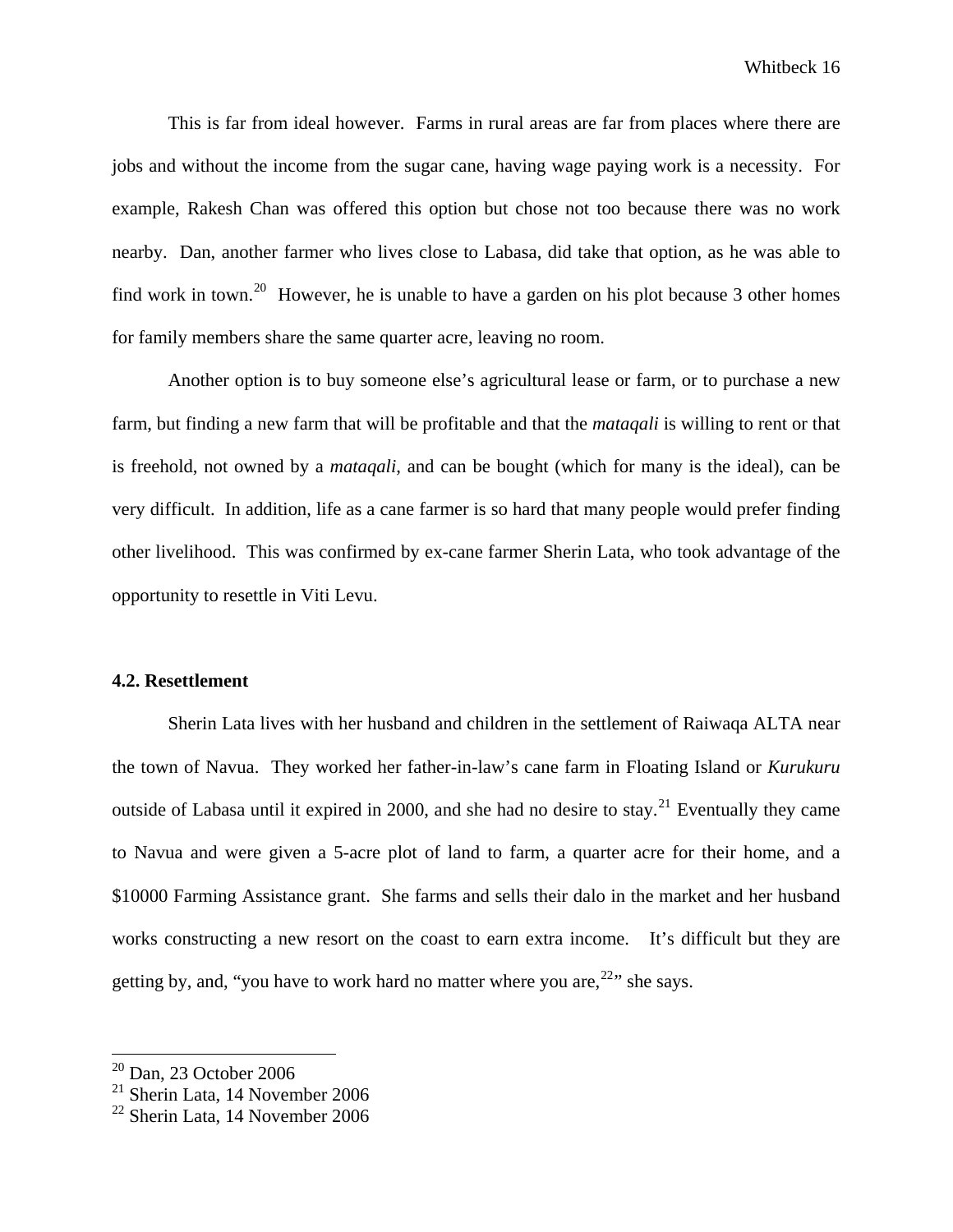This is far from ideal however. Farms in rural areas are far from places where there are jobs and without the income from the sugar cane, having wage paying work is a necessity. For example, Rakesh Chan was offered this option but chose not too because there was no work nearby. Dan, another farmer who lives close to Labasa, did take that option, as he was able to find work in town.[20] However, he is unable to have a garden on his plot because 3 other homes for family members share the same quarter acre, leaving no room.

Another option is to buy someone else's agricultural lease or farm, or to purchase a new farm, but finding a new farm that will be profitable and that the *mataqali* is willing to rent or that is freehold, not owned by a *mataqali*, and can be bought (which for many is the ideal), can be very difficult. In addition, life as a cane farmer is so hard that many people would prefer finding other livelihood. This was confirmed by ex-cane farmer Sherin Lata, who took advantage of the opportunity to resettle in Viti Levu.

**4.2. Resettlement**

Sherin Lata lives with her husband and children in the settlement of Raiwaqa ALTA near the town of Navua. They worked her father-in-law's cane farm in Floating Island or *Kurukuru* outside of Labasa until it expired in 2000, and she had no desire to stay.[21] Eventually they came to Navua and were given a 5-acre plot of land to farm, a quarter acre for their home, and a $10000 Farming Assistance grant. She farms and sells their dalo in the market and her husband works constructing a new resort on the coast to earn extra income. It's difficult but they are getting by, and, "you have to work hard no matter where you are,[22]" she says.

---

[20] Dan, 23 October 2006
[21] Sherin Lata, 14 November 2006
[22] Sherin Lata, 14 November 2006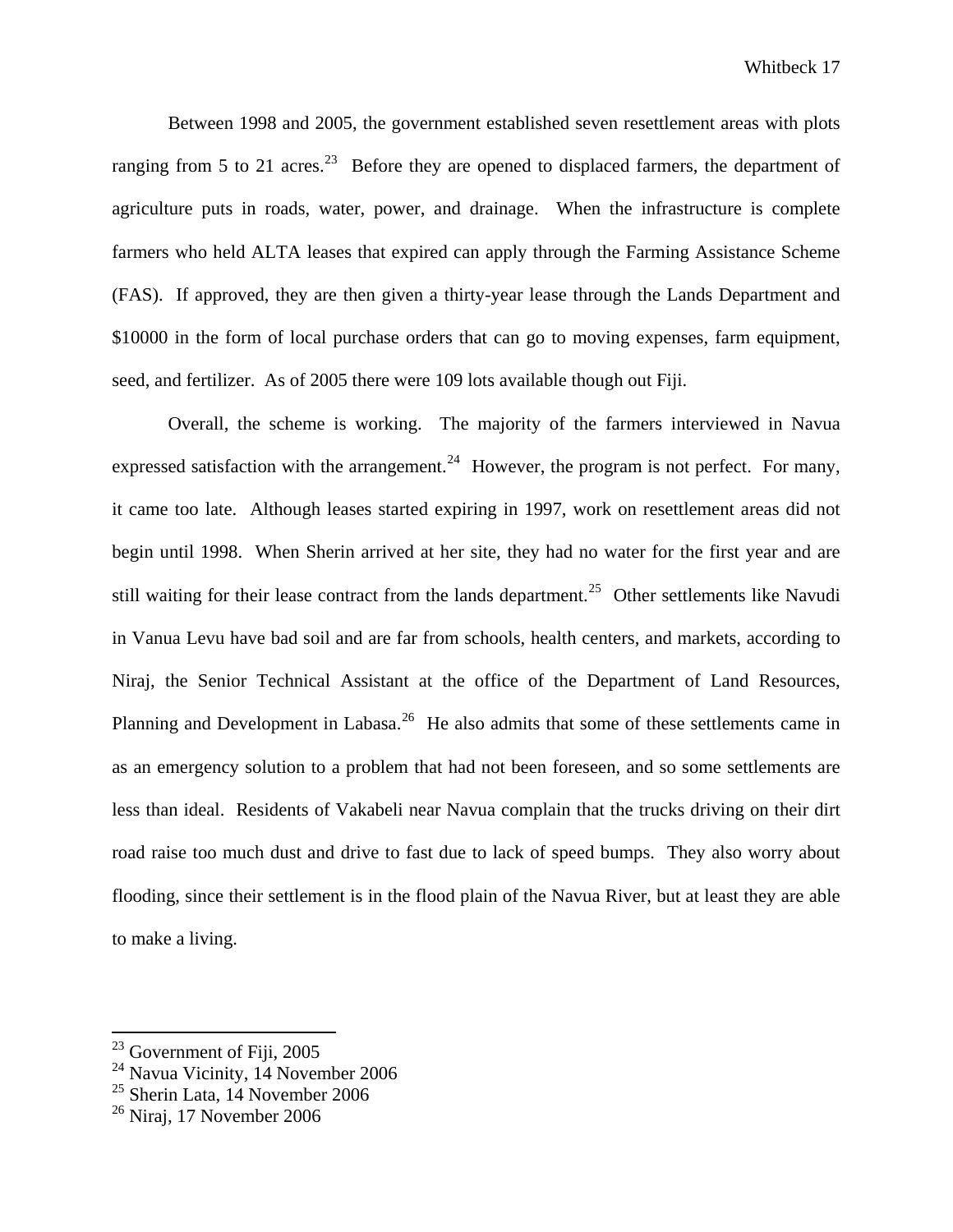Between 1998 and 2005, the government established seven resettlement areas with plots ranging from 5 to 21 acres.[23] Before they are opened to displaced farmers, the department of agriculture puts in roads, water, power, and drainage. When the infrastructure is complete farmers who held ALTA leases that expired can apply through the Farming Assistance Scheme (FAS). If approved, they are then given a thirty-year lease through the Lands Department and $10000 in the form of local purchase orders that can go to moving expenses, farm equipment, seed, and fertilizer. As of 2005 there were 109 lots available though out Fiji.

Overall, the scheme is working. The majority of the farmers interviewed in Navua expressed satisfaction with the arrangement.[24] However, the program is not perfect. For many, it came too late. Although leases started expiring in 1997, work on resettlement areas did not begin until 1998. When Sherin arrived at her site, they had no water for the first year and are still waiting for their lease contract from the lands department.[25] Other settlements like Navudi in Vanua Levu have bad soil and are far from schools, health centers, and markets, according to Niraj, the Senior Technical Assistant at the office of the Department of Land Resources, Planning and Development in Labasa.[26] He also admits that some of these settlements came in as an emergency solution to a problem that had not been foreseen, and so some settlements are less than ideal. Residents of Vakabeli near Navua complain that the trucks driving on their dirt road raise too much dust and drive to fast due to lack of speed bumps. They also worry about flooding, since their settlement is in the flood plain of the Navua River, but at least they are able to make a living.

---

[23] Government of Fiji, 2005

[24] Navua Vicinity, 14 November 2006

[25] Sherin Lata, 14 November 2006

[26] Niraj, 17 November 2006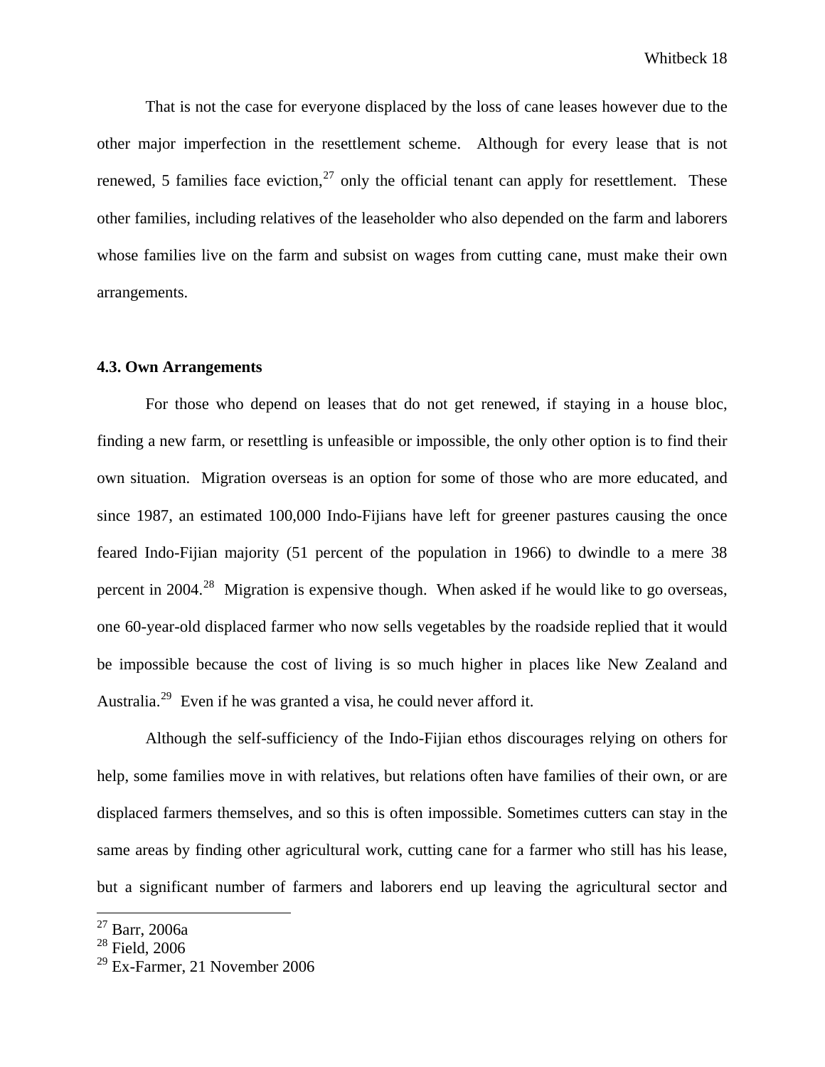That is not the case for everyone displaced by the loss of cane leases however due to the other major imperfection in the resettlement scheme. Although for every lease that is not renewed, 5 families face eviction,[27] only the official tenant can apply for resettlement. These other families, including relatives of the leaseholder who also depended on the farm and laborers whose families live on the farm and subsist on wages from cutting cane, must make their own arrangements.

### 4.3. Own Arrangements

For those who depend on leases that do not get renewed, if staying in a house bloc, finding a new farm, or resettling is unfeasible or impossible, the only other option is to find their own situation. Migration overseas is an option for some of those who are more educated, and since 1987, an estimated 100,000 Indo-Fijians have left for greener pastures causing the once feared Indo-Fijian majority (51 percent of the population in 1966) to dwindle to a mere 38 percent in 2004.[28] Migration is expensive though. When asked if he would like to go overseas, one 60-year-old displaced farmer who now sells vegetables by the roadside replied that it would be impossible because the cost of living is so much higher in places like New Zealand and Australia.[29] Even if he was granted a visa, he could never afford it.

Although the self-sufficiency of the Indo-Fijian ethos discourages relying on others for help, some families move in with relatives, but relations often have families of their own, or are displaced farmers themselves, and so this is often impossible. Sometimes cutters can stay in the same areas by finding other agricultural work, cutting cane for a farmer who still has his lease, but a significant number of farmers and laborers end up leaving the agricultural sector and

[27] Barr, 2006a

[28] Field, 2006

[29] Ex-Farmer, 21 November 2006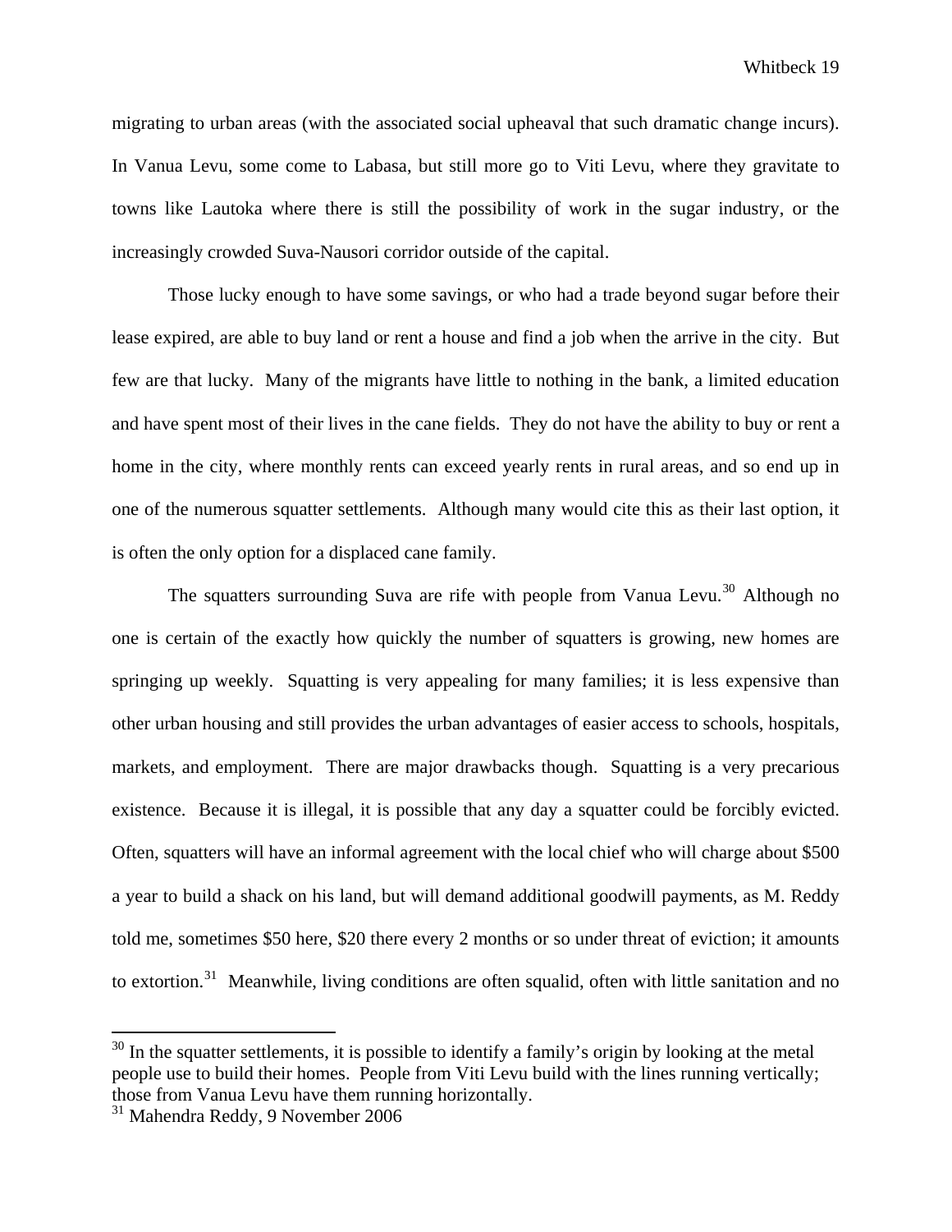migrating to urban areas (with the associated social upheaval that such dramatic change incurs). In Vanua Levu, some come to Labasa, but still more go to Viti Levu, where they gravitate to towns like Lautoka where there is still the possibility of work in the sugar industry, or the increasingly crowded Suva-Nausori corridor outside of the capital.

Those lucky enough to have some savings, or who had a trade beyond sugar before their lease expired, are able to buy land or rent a house and find a job when the arrive in the city. But few are that lucky. Many of the migrants have little to nothing in the bank, a limited education and have spent most of their lives in the cane fields. They do not have the ability to buy or rent a home in the city, where monthly rents can exceed yearly rents in rural areas, and so end up in one of the numerous squatter settlements. Although many would cite this as their last option, it is often the only option for a displaced cane family.

The squatters surrounding Suva are rife with people from Vanua Levu.[30] Although no one is certain of the exactly how quickly the number of squatters is growing, new homes are springing up weekly. Squatting is very appealing for many families; it is less expensive than other urban housing and still provides the urban advantages of easier access to schools, hospitals, markets, and employment. There are major drawbacks though. Squatting is a very precarious existence. Because it is illegal, it is possible that any day a squatter could be forcibly evicted. Often, squatters will have an informal agreement with the local chief who will charge about $500 a year to build a shack on his land, but will demand additional goodwill payments, as M. Reddy told me, sometimes $50 here, $20 there every 2 months or so under threat of eviction; it amounts to extortion.[31] Meanwhile, living conditions are often squalid, often with little sanitation and no

---

[30] In the squatter settlements, it is possible to identify a family's origin by looking at the metal people use to build their homes. People from Viti Levu build with the lines running vertically; those from Vanua Levu have them running horizontally.

[31] Mahendra Reddy, 9 November 2006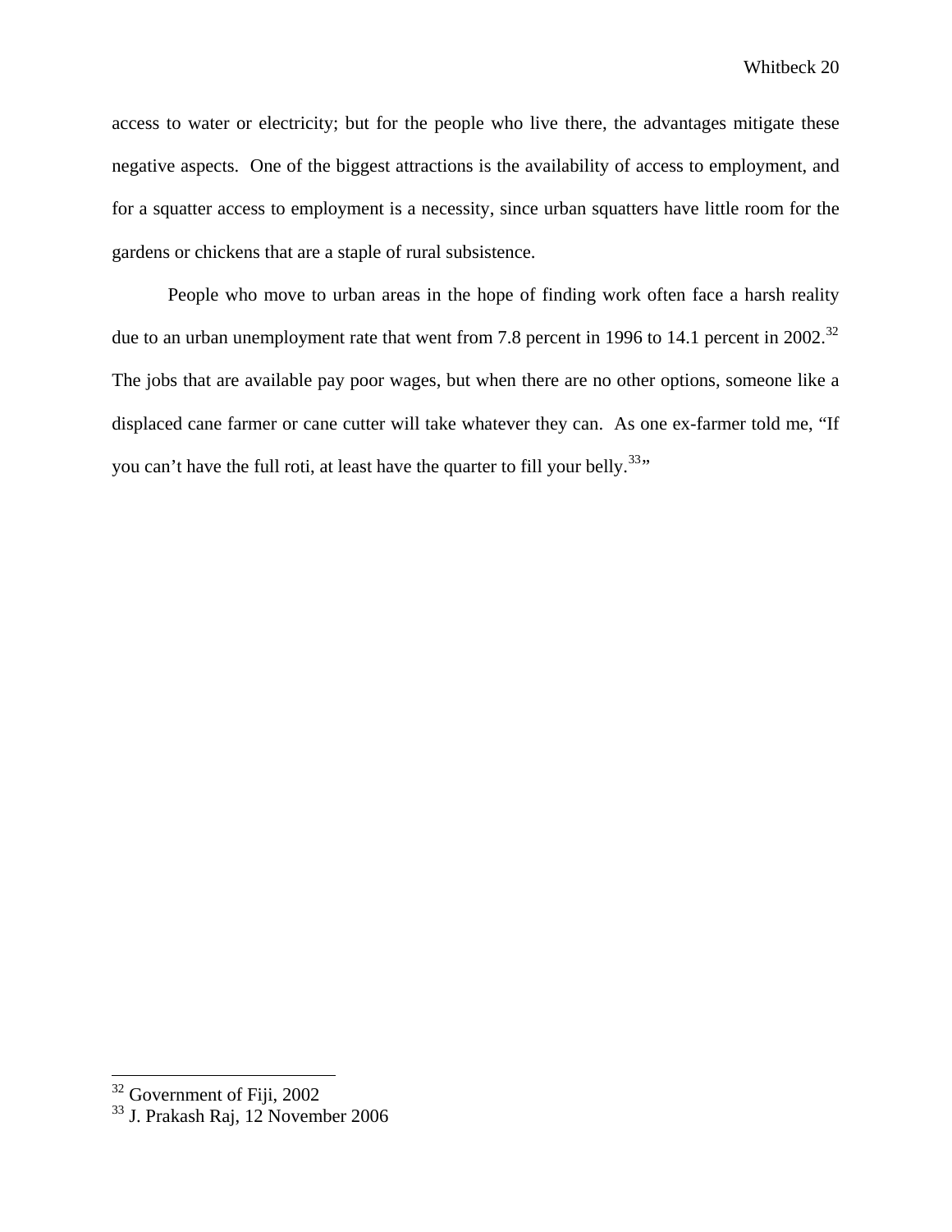access to water or electricity; but for the people who live there, the advantages mitigate these negative aspects. One of the biggest attractions is the availability of access to employment, and for a squatter access to employment is a necessity, since urban squatters have little room for the gardens or chickens that are a staple of rural subsistence.

People who move to urban areas in the hope of finding work often face a harsh reality due to an urban unemployment rate that went from 7.8 percent in 1996 to 14.1 percent in 2002.[32] The jobs that are available pay poor wages, but when there are no other options, someone like a displaced cane farmer or cane cutter will take whatever they can. As one ex-farmer told me, "If you can't have the full roti, at least have the quarter to fill your belly.[33]"

---

[32] Government of Fiji, 2002

[33] J. Prakash Raj, 12 November 2006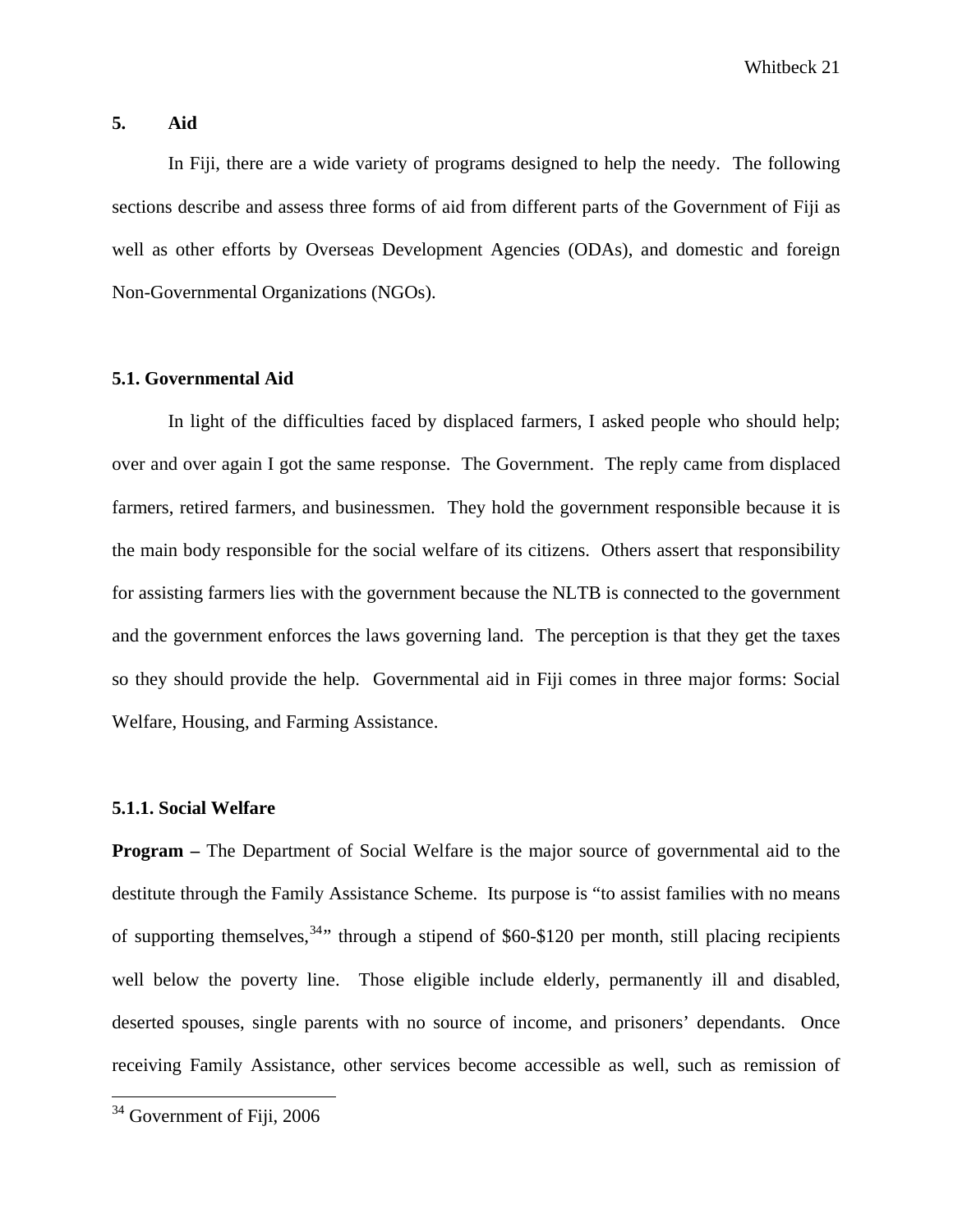## 5. Aid

In Fiji, there are a wide variety of programs designed to help the needy. The following sections describe and assess three forms of aid from different parts of the Government of Fiji as well as other efforts by Overseas Development Agencies (ODAs), and domestic and foreign Non-Governmental Organizations (NGOs).

### 5.1. Governmental Aid

In light of the difficulties faced by displaced farmers, I asked people who should help; over and over again I got the same response. The Government. The reply came from displaced farmers, retired farmers, and businessmen. They hold the government responsible because it is the main body responsible for the social welfare of its citizens. Others assert that responsibility for assisting farmers lies with the government because the NLTB is connected to the government and the government enforces the laws governing land. The perception is that they get the taxes so they should provide the help. Governmental aid in Fiji comes in three major forms: Social Welfare, Housing, and Farming Assistance.

#### 5.1.1. Social Welfare

**Program –** The Department of Social Welfare is the major source of governmental aid to the destitute through the Family Assistance Scheme. Its purpose is "to assist families with no means of supporting themselves,[34]" through a stipend of $60-$120 per month, still placing recipients well below the poverty line. Those eligible include elderly, permanently ill and disabled, deserted spouses, single parents with no source of income, and prisoners' dependants. Once receiving Family Assistance, other services become accessible as well, such as remission of

[34] Government of Fiji, 2006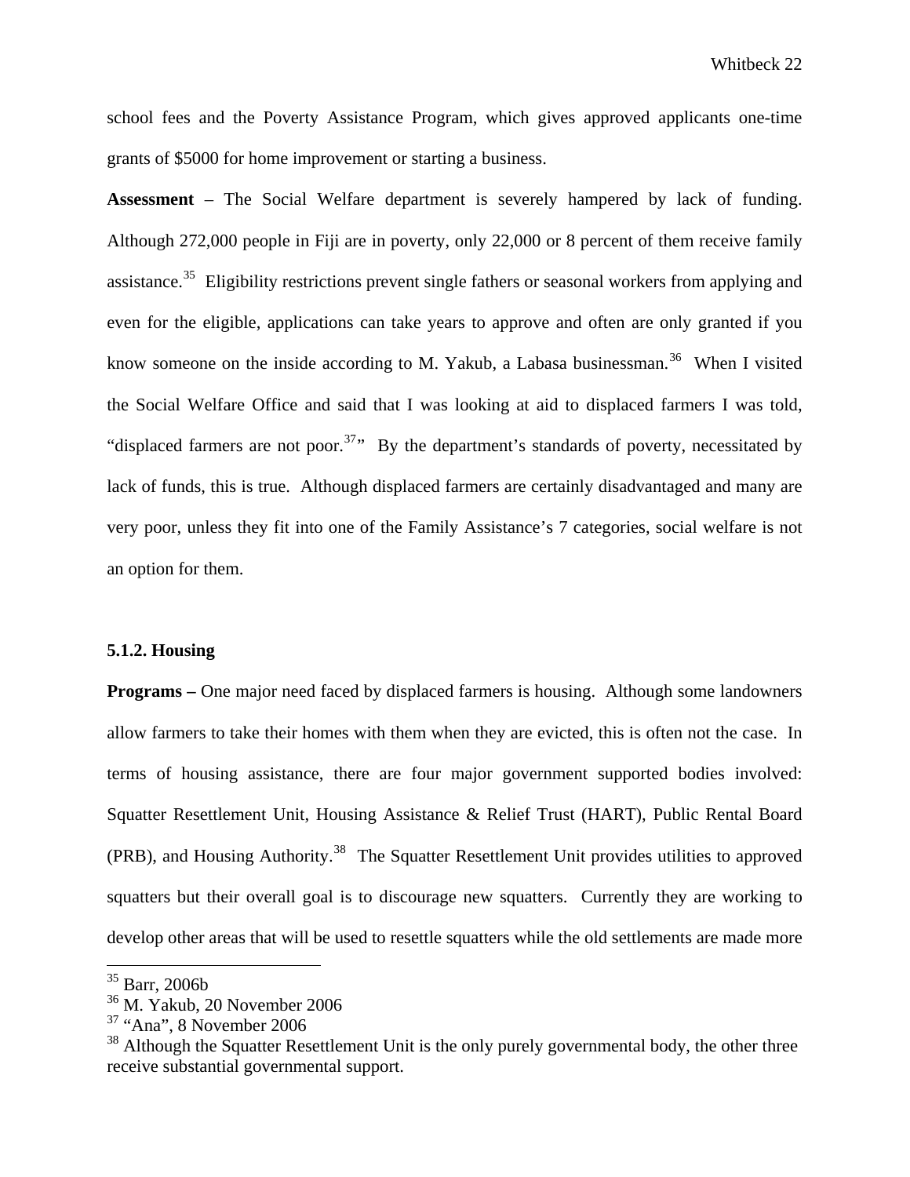school fees and the Poverty Assistance Program, which gives approved applicants one-time grants of $5000 for home improvement or starting a business.

**Assessment** – The Social Welfare department is severely hampered by lack of funding. Although 272,000 people in Fiji are in poverty, only 22,000 or 8 percent of them receive family assistance.[35] Eligibility restrictions prevent single fathers or seasonal workers from applying and even for the eligible, applications can take years to approve and often are only granted if you know someone on the inside according to M. Yakub, a Labasa businessman.[36] When I visited the Social Welfare Office and said that I was looking at aid to displaced farmers I was told, "displaced farmers are not poor.[37]" By the department's standards of poverty, necessitated by lack of funds, this is true. Although displaced farmers are certainly disadvantaged and many are very poor, unless they fit into one of the Family Assistance's 7 categories, social welfare is not an option for them.

### 5.1.2. Housing

**Programs –** One major need faced by displaced farmers is housing. Although some landowners allow farmers to take their homes with them when they are evicted, this is often not the case. In terms of housing assistance, there are four major government supported bodies involved: Squatter Resettlement Unit, Housing Assistance & Relief Trust (HART), Public Rental Board (PRB), and Housing Authority.[38] The Squatter Resettlement Unit provides utilities to approved squatters but their overall goal is to discourage new squatters. Currently they are working to develop other areas that will be used to resettle squatters while the old settlements are made more

---

[35] Barr, 2006b

[36] M. Yakub, 20 November 2006

[37] "Ana", 8 November 2006

[38] Although the Squatter Resettlement Unit is the only purely governmental body, the other three receive substantial governmental support.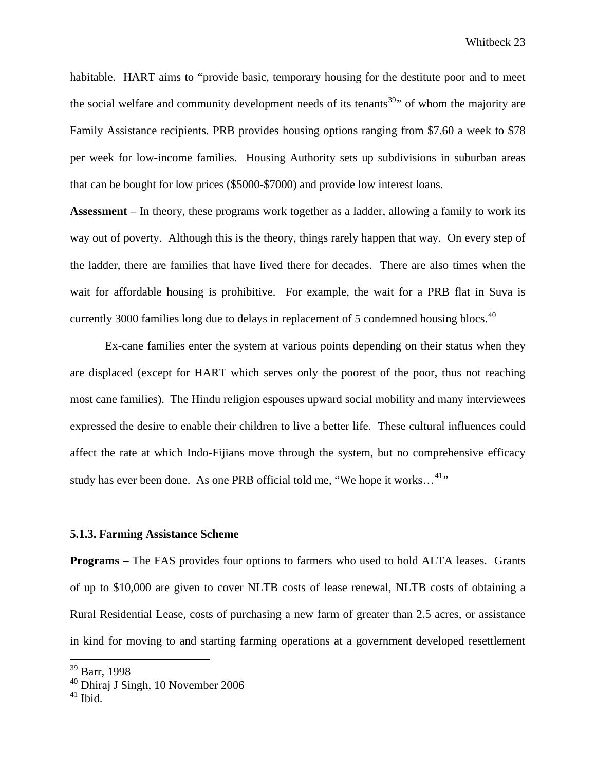habitable. HART aims to "provide basic, temporary housing for the destitute poor and to meet the social welfare and community development needs of its tenants[39]" of whom the majority are Family Assistance recipients. PRB provides housing options ranging from $7.60 a week to $78 per week for low-income families. Housing Authority sets up subdivisions in suburban areas that can be bought for low prices ($5000-$7000) and provide low interest loans.

**Assessment** – In theory, these programs work together as a ladder, allowing a family to work its way out of poverty. Although this is the theory, things rarely happen that way. On every step of the ladder, there are families that have lived there for decades. There are also times when the wait for affordable housing is prohibitive. For example, the wait for a PRB flat in Suva is currently 3000 families long due to delays in replacement of 5 condemned housing blocs.[40]

Ex-cane families enter the system at various points depending on their status when they are displaced (except for HART which serves only the poorest of the poor, thus not reaching most cane families). The Hindu religion espouses upward social mobility and many interviewees expressed the desire to enable their children to live a better life. These cultural influences could affect the rate at which Indo-Fijians move through the system, but no comprehensive efficacy study has ever been done. As one PRB official told me, "We hope it works…[41]"

### 5.1.3. Farming Assistance Scheme

**Programs –** The FAS provides four options to farmers who used to hold ALTA leases. Grants of up to $10,000 are given to cover NLTB costs of lease renewal, NLTB costs of obtaining a Rural Residential Lease, costs of purchasing a new farm of greater than 2.5 acres, or assistance in kind for moving to and starting farming operations at a government developed resettlement

---

[39] Barr, 1998

[40] Dhiraj J Singh, 10 November 2006

[41] Ibid.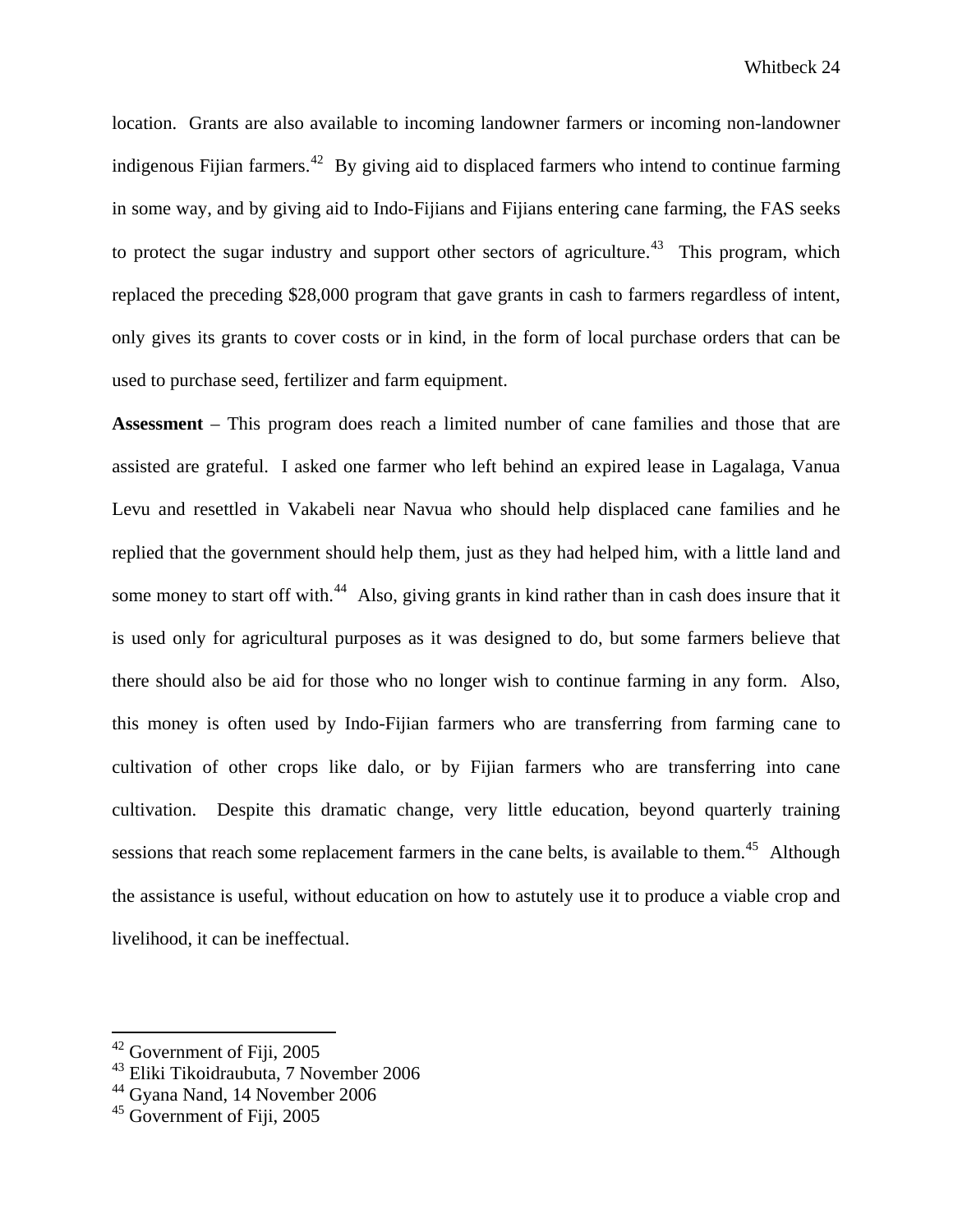location. Grants are also available to incoming landowner farmers or incoming non-landowner indigenous Fijian farmers.[42] By giving aid to displaced farmers who intend to continue farming in some way, and by giving aid to Indo-Fijians and Fijians entering cane farming, the FAS seeks to protect the sugar industry and support other sectors of agriculture.[43] This program, which replaced the preceding $28,000 program that gave grants in cash to farmers regardless of intent, only gives its grants to cover costs or in kind, in the form of local purchase orders that can be used to purchase seed, fertilizer and farm equipment.

**Assessment** – This program does reach a limited number of cane families and those that are assisted are grateful. I asked one farmer who left behind an expired lease in Lagalaga, Vanua Levu and resettled in Vakabeli near Navua who should help displaced cane families and he replied that the government should help them, just as they had helped him, with a little land and some money to start off with.[44] Also, giving grants in kind rather than in cash does insure that it is used only for agricultural purposes as it was designed to do, but some farmers believe that there should also be aid for those who no longer wish to continue farming in any form. Also, this money is often used by Indo-Fijian farmers who are transferring from farming cane to cultivation of other crops like dalo, or by Fijian farmers who are transferring into cane cultivation. Despite this dramatic change, very little education, beyond quarterly training sessions that reach some replacement farmers in the cane belts, is available to them.[45] Although the assistance is useful, without education on how to astutely use it to produce a viable crop and livelihood, it can be ineffectual.

---

[42] Government of Fiji, 2005
[43] Eliki Tikoidraubuta, 7 November 2006
[44] Gyana Nand, 14 November 2006
[45] Government of Fiji, 2005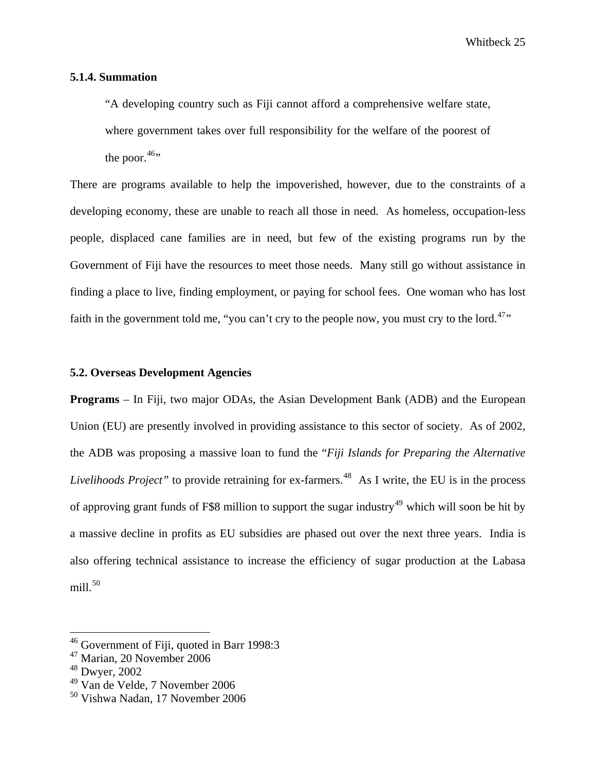### 5.1.4. Summation

> "A developing country such as Fiji cannot afford a comprehensive welfare state, where government takes over full responsibility for the welfare of the poorest of the poor.[46]"

There are programs available to help the impoverished, however, due to the constraints of a developing economy, these are unable to reach all those in need. As homeless, occupation-less people, displaced cane families are in need, but few of the existing programs run by the Government of Fiji have the resources to meet those needs. Many still go without assistance in finding a place to live, finding employment, or paying for school fees. One woman who has lost faith in the government told me, "you can't cry to the people now, you must cry to the lord.[47]"

## 5.2. Overseas Development Agencies

**Programs** – In Fiji, two major ODAs, the Asian Development Bank (ADB) and the European Union (EU) are presently involved in providing assistance to this sector of society. As of 2002, the ADB was proposing a massive loan to fund the "*Fiji Islands for Preparing the Alternative Livelihoods Project"* to provide retraining for ex-farmers.[48] As I write, the EU is in the process of approving grant funds of F$8 million to support the sugar industry[49] which will soon be hit by a massive decline in profits as EU subsidies are phased out over the next three years. India is also offering technical assistance to increase the efficiency of sugar production at the Labasa mill.[50]

---

[46] Government of Fiji, quoted in Barr 1998:3
[47] Marian, 20 November 2006
[48] Dwyer, 2002
[49] Van de Velde, 7 November 2006
[50] Vishwa Nadan, 17 November 2006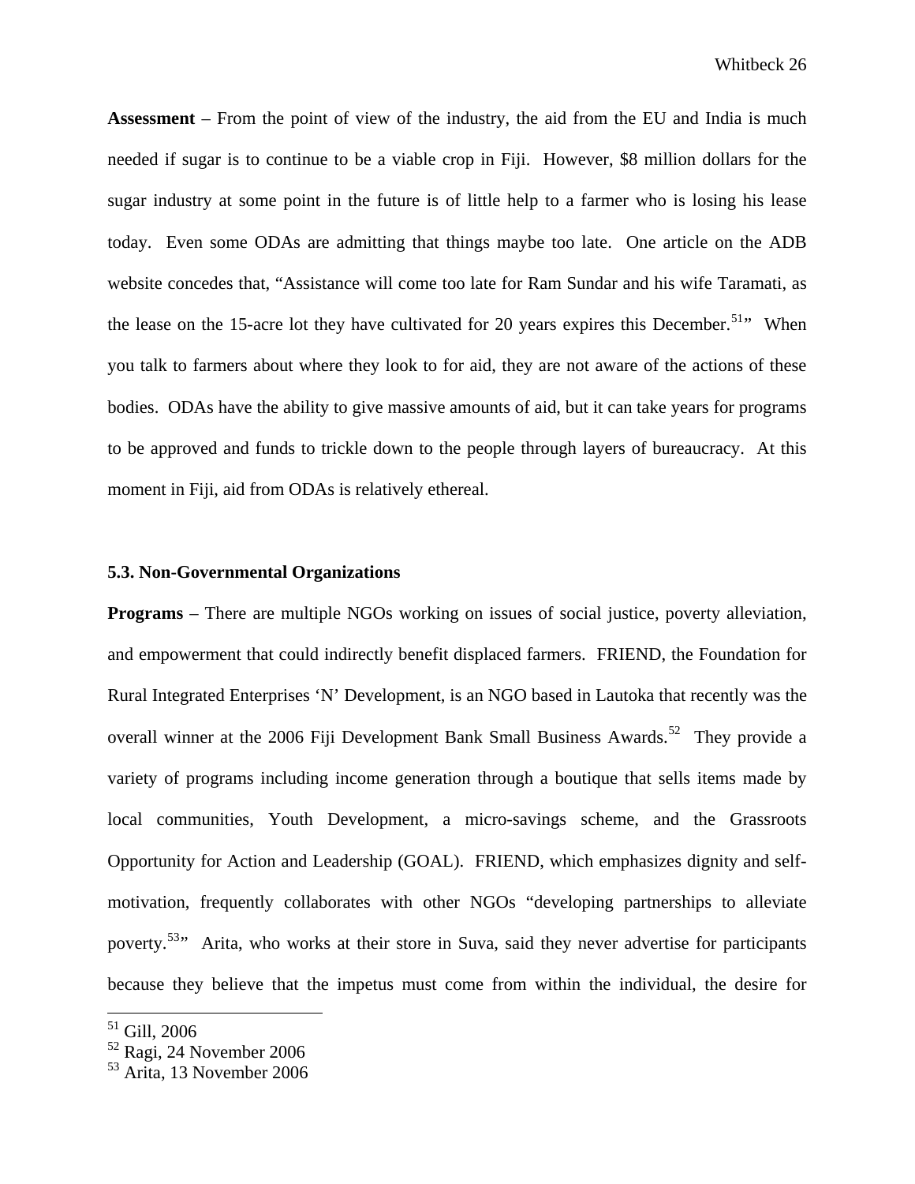**Assessment** – From the point of view of the industry, the aid from the EU and India is much needed if sugar is to continue to be a viable crop in Fiji. However, $8 million dollars for the sugar industry at some point in the future is of little help to a farmer who is losing his lease today. Even some ODAs are admitting that things maybe too late. One article on the ADB website concedes that, "Assistance will come too late for Ram Sundar and his wife Taramati, as the lease on the 15-acre lot they have cultivated for 20 years expires this December.[51]" When you talk to farmers about where they look to for aid, they are not aware of the actions of these bodies. ODAs have the ability to give massive amounts of aid, but it can take years for programs to be approved and funds to trickle down to the people through layers of bureaucracy. At this moment in Fiji, aid from ODAs is relatively ethereal.

### 5.3. Non-Governmental Organizations

**Programs** – There are multiple NGOs working on issues of social justice, poverty alleviation, and empowerment that could indirectly benefit displaced farmers. FRIEND, the Foundation for Rural Integrated Enterprises 'N' Development, is an NGO based in Lautoka that recently was the overall winner at the 2006 Fiji Development Bank Small Business Awards.[52] They provide a variety of programs including income generation through a boutique that sells items made by local communities, Youth Development, a micro-savings scheme, and the Grassroots Opportunity for Action and Leadership (GOAL). FRIEND, which emphasizes dignity and self-motivation, frequently collaborates with other NGOs "developing partnerships to alleviate poverty.[53]" Arita, who works at their store in Suva, said they never advertise for participants because they believe that the impetus must come from within the individual, the desire for

---

[51] Gill, 2006

[52] Ragi, 24 November 2006

[53] Arita, 13 November 2006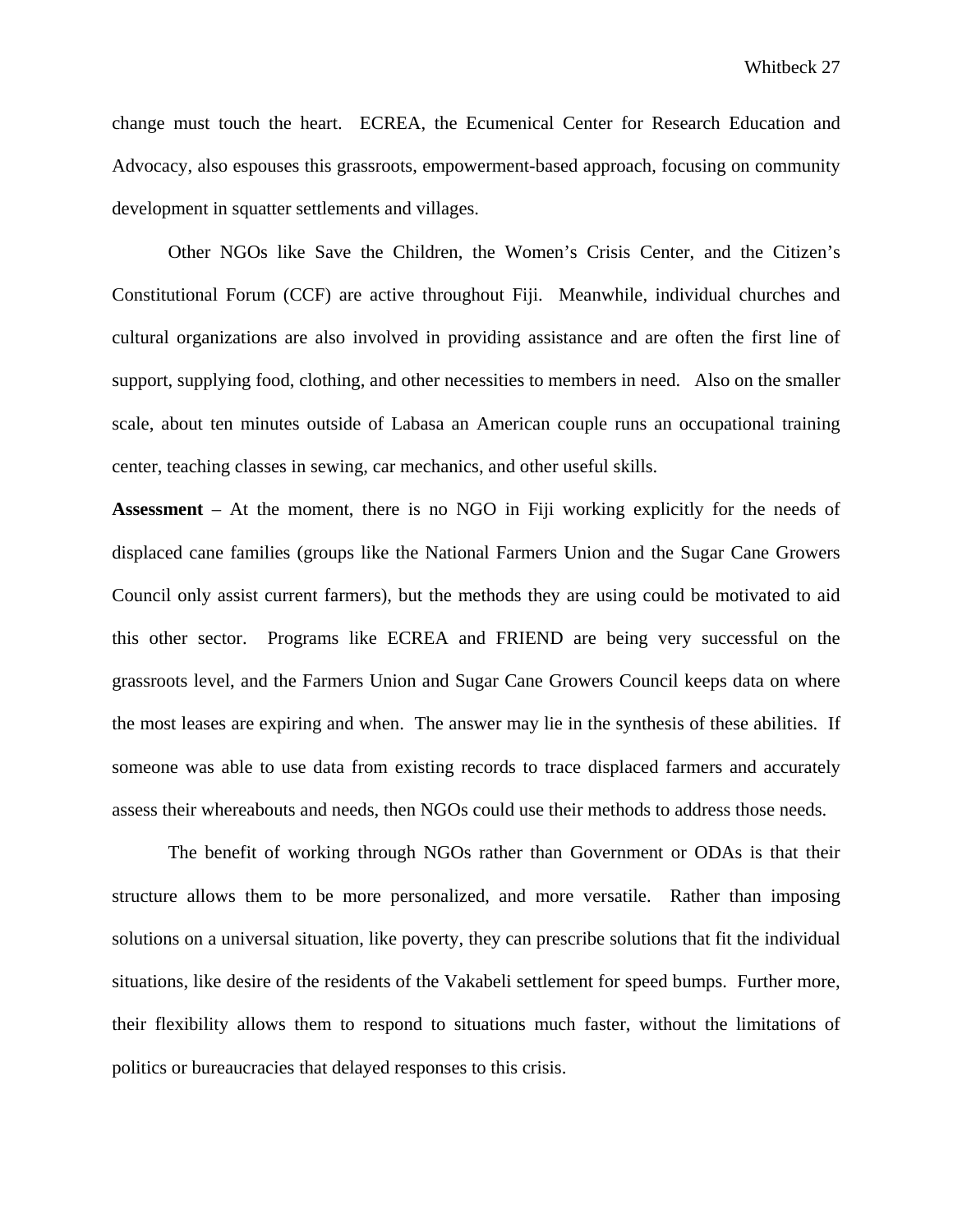change must touch the heart.  ECREA, the Ecumenical Center for Research Education and Advocacy, also espouses this grassroots, empowerment-based approach, focusing on community development in squatter settlements and villages.

Other NGOs like Save the Children, the Women's Crisis Center, and the Citizen's Constitutional Forum (CCF) are active throughout Fiji.  Meanwhile, individual churches and cultural organizations are also involved in providing assistance and are often the first line of support, supplying food, clothing, and other necessities to members in need.  Also on the smaller scale, about ten minutes outside of Labasa an American couple runs an occupational training center, teaching classes in sewing, car mechanics, and other useful skills.

**Assessment** – At the moment, there is no NGO in Fiji working explicitly for the needs of displaced cane families (groups like the National Farmers Union and the Sugar Cane Growers Council only assist current farmers), but the methods they are using could be motivated to aid this other sector.  Programs like ECREA and FRIEND are being very successful on the grassroots level, and the Farmers Union and Sugar Cane Growers Council keeps data on where the most leases are expiring and when.  The answer may lie in the synthesis of these abilities.  If someone was able to use data from existing records to trace displaced farmers and accurately assess their whereabouts and needs, then NGOs could use their methods to address those needs.

The benefit of working through NGOs rather than Government or ODAs is that their structure allows them to be more personalized, and more versatile.  Rather than imposing solutions on a universal situation, like poverty, they can prescribe solutions that fit the individual situations, like desire of the residents of the Vakabeli settlement for speed bumps.  Further more, their flexibility allows them to respond to situations much faster, without the limitations of politics or bureaucracies that delayed responses to this crisis.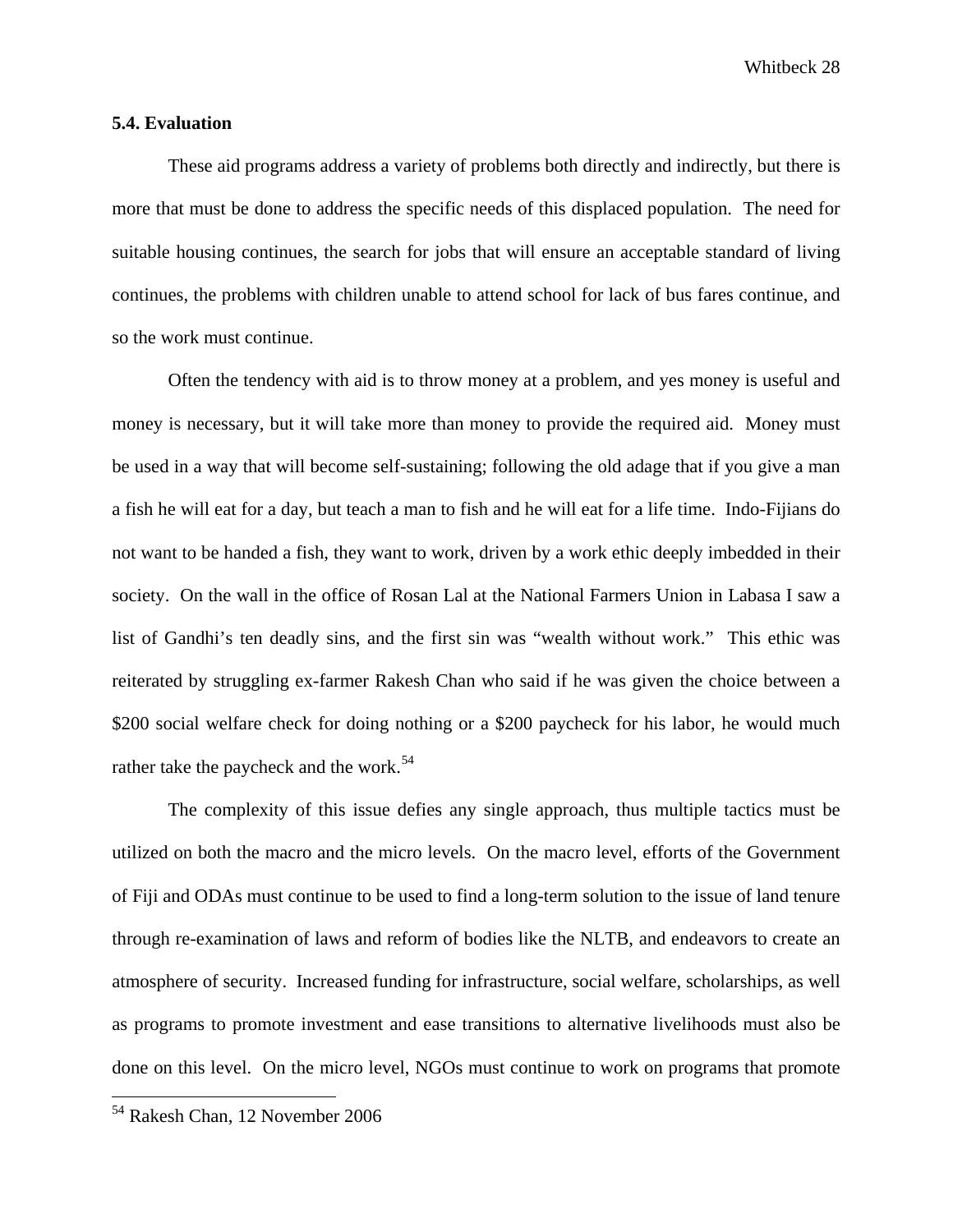### 5.4. Evaluation

These aid programs address a variety of problems both directly and indirectly, but there is more that must be done to address the specific needs of this displaced population. The need for suitable housing continues, the search for jobs that will ensure an acceptable standard of living continues, the problems with children unable to attend school for lack of bus fares continue, and so the work must continue.

Often the tendency with aid is to throw money at a problem, and yes money is useful and money is necessary, but it will take more than money to provide the required aid. Money must be used in a way that will become self-sustaining; following the old adage that if you give a man a fish he will eat for a day, but teach a man to fish and he will eat for a life time. Indo-Fijians do not want to be handed a fish, they want to work, driven by a work ethic deeply imbedded in their society. On the wall in the office of Rosan Lal at the National Farmers Union in Labasa I saw a list of Gandhi's ten deadly sins, and the first sin was "wealth without work." This ethic was reiterated by struggling ex-farmer Rakesh Chan who said if he was given the choice between a $200 social welfare check for doing nothing or a $200 paycheck for his labor, he would much rather take the paycheck and the work.[54]

The complexity of this issue defies any single approach, thus multiple tactics must be utilized on both the macro and the micro levels. On the macro level, efforts of the Government of Fiji and ODAs must continue to be used to find a long-term solution to the issue of land tenure through re-examination of laws and reform of bodies like the NLTB, and endeavors to create an atmosphere of security. Increased funding for infrastructure, social welfare, scholarships, as well as programs to promote investment and ease transitions to alternative livelihoods must also be done on this level. On the micro level, NGOs must continue to work on programs that promote

---

[54] Rakesh Chan, 12 November 2006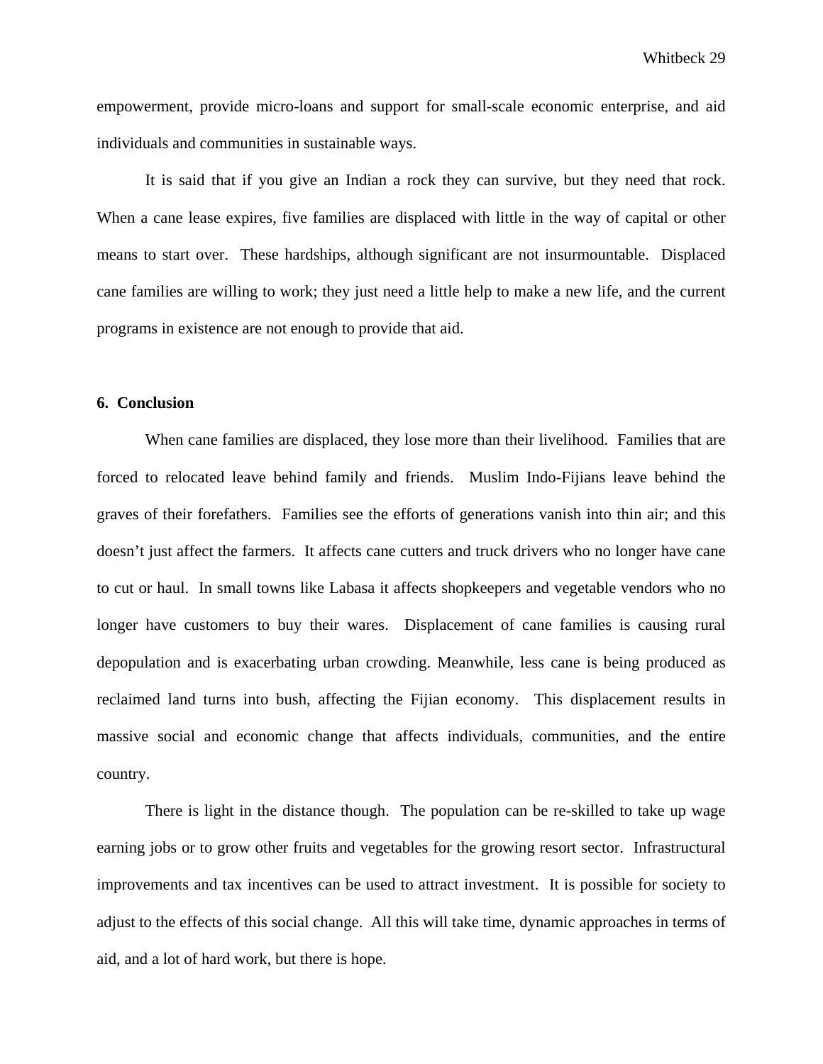empowerment, provide micro-loans and support for small-scale economic enterprise, and aid individuals and communities in sustainable ways.

It is said that if you give an Indian a rock they can survive, but they need that rock. When a cane lease expires, five families are displaced with little in the way of capital or other means to start over. These hardships, although significant are not insurmountable. Displaced cane families are willing to work; they just need a little help to make a new life, and the current programs in existence are not enough to provide that aid.

## 6. Conclusion

When cane families are displaced, they lose more than their livelihood. Families that are forced to relocated leave behind family and friends. Muslim Indo-Fijians leave behind the graves of their forefathers. Families see the efforts of generations vanish into thin air; and this doesn't just affect the farmers. It affects cane cutters and truck drivers who no longer have cane to cut or haul. In small towns like Labasa it affects shopkeepers and vegetable vendors who no longer have customers to buy their wares. Displacement of cane families is causing rural depopulation and is exacerbating urban crowding. Meanwhile, less cane is being produced as reclaimed land turns into bush, affecting the Fijian economy. This displacement results in massive social and economic change that affects individuals, communities, and the entire country.

There is light in the distance though. The population can be re-skilled to take up wage earning jobs or to grow other fruits and vegetables for the growing resort sector. Infrastructural improvements and tax incentives can be used to attract investment. It is possible for society to adjust to the effects of this social change. All this will take time, dynamic approaches in terms of aid, and a lot of hard work, but there is hope.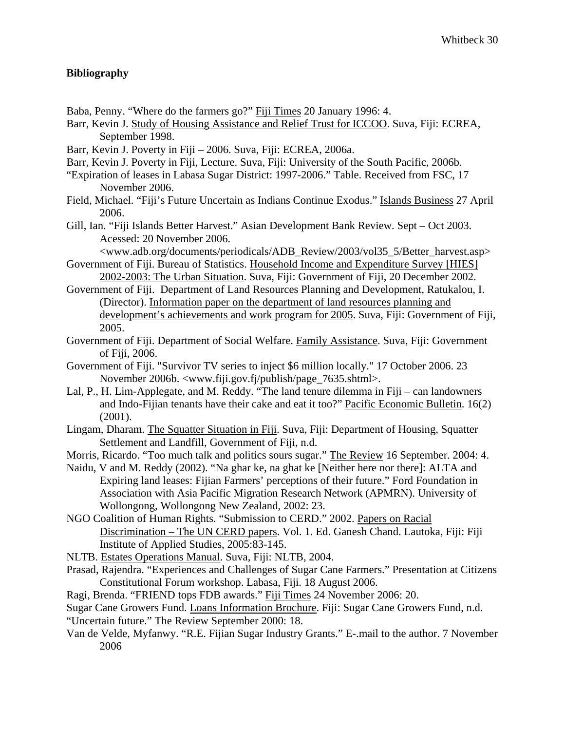**Bibliography**

Baba, Penny. "Where do the farmers go?" Fiji Times 20 January 1996: 4.

Barr, Kevin J. Study of Housing Assistance and Relief Trust for ICCOO. Suva, Fiji: ECREA, September 1998.

Barr, Kevin J. Poverty in Fiji – 2006. Suva, Fiji: ECREA, 2006a.

Barr, Kevin J. Poverty in Fiji, Lecture. Suva, Fiji: University of the South Pacific, 2006b.

"Expiration of leases in Labasa Sugar District: 1997-2006." Table. Received from FSC, 17 November 2006.

Field, Michael. "Fiji's Future Uncertain as Indians Continue Exodus." Islands Business 27 April 2006.

Gill, Ian. "Fiji Islands Better Harvest." Asian Development Bank Review. Sept – Oct 2003. Acessed: 20 November 2006. <www.adb.org/documents/periodicals/ADB_Review/2003/vol35_5/Better_harvest.asp>

Government of Fiji. Bureau of Statistics. Household Income and Expenditure Survey [HIES] 2002-2003: The Urban Situation. Suva, Fiji: Government of Fiji, 20 December 2002.

Government of Fiji. Department of Land Resources Planning and Development, Ratukalou, I. (Director). Information paper on the department of land resources planning and development's achievements and work program for 2005. Suva, Fiji: Government of Fiji, 2005.

Government of Fiji. Department of Social Welfare. Family Assistance. Suva, Fiji: Government of Fiji, 2006.

Government of Fiji. "Survivor TV series to inject $6 million locally." 17 October 2006. 23 November 2006b. <www.fiji.gov.fj/publish/page_7635.shtml>.

Lal, P., H. Lim-Applegate, and M. Reddy. "The land tenure dilemma in Fiji – can landowners and Indo-Fijian tenants have their cake and eat it too?" Pacific Economic Bulletin. 16(2) (2001).

Lingam, Dharam. The Squatter Situation in Fiji. Suva, Fiji: Department of Housing, Squatter Settlement and Landfill, Government of Fiji, n.d.

Morris, Ricardo. "Too much talk and politics sours sugar." The Review 16 September. 2004: 4.

Naidu, V and M. Reddy (2002). "Na ghar ke, na ghat ke [Neither here nor there]: ALTA and Expiring land leases: Fijian Farmers' perceptions of their future." Ford Foundation in Association with Asia Pacific Migration Research Network (APMRN). University of Wollongong, Wollongong New Zealand, 2002: 23.

NGO Coalition of Human Rights. "Submission to CERD." 2002. Papers on Racial Discrimination – The UN CERD papers. Vol. 1. Ed. Ganesh Chand. Lautoka, Fiji: Fiji Institute of Applied Studies, 2005:83-145.

NLTB. Estates Operations Manual. Suva, Fiji: NLTB, 2004.

Prasad, Rajendra. "Experiences and Challenges of Sugar Cane Farmers." Presentation at Citizens Constitutional Forum workshop. Labasa, Fiji. 18 August 2006.

Ragi, Brenda. "FRIEND tops FDB awards." Fiji Times 24 November 2006: 20.

Sugar Cane Growers Fund. Loans Information Brochure. Fiji: Sugar Cane Growers Fund, n.d.

"Uncertain future." The Review September 2000: 18.

Van de Velde, Myfanwy. "R.E. Fijian Sugar Industry Grants." E-.mail to the author. 7 November 2006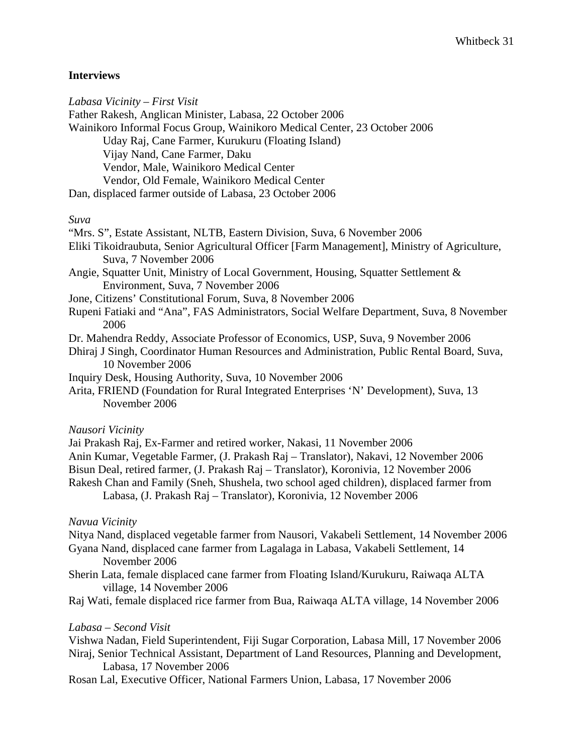**Interviews**

*Labasa Vicinity – First Visit*

Father Rakesh, Anglican Minister, Labasa, 22 October 2006

Wainikoro Informal Focus Group, Wainikoro Medical Center, 23 October 2006

- Uday Raj, Cane Farmer, Kurukuru (Floating Island)
- Vijay Nand, Cane Farmer, Daku
- Vendor, Male, Wainikoro Medical Center
- Vendor, Old Female, Wainikoro Medical Center

Dan, displaced farmer outside of Labasa, 23 October 2006

*Suva*

"Mrs. S", Estate Assistant, NLTB, Eastern Division, Suva, 6 November 2006

Eliki Tikoidraubuta, Senior Agricultural Officer [Farm Management], Ministry of Agriculture, Suva, 7 November 2006

Angie, Squatter Unit, Ministry of Local Government, Housing, Squatter Settlement & Environment, Suva, 7 November 2006

Jone, Citizens' Constitutional Forum, Suva, 8 November 2006

Rupeni Fatiaki and "Ana", FAS Administrators, Social Welfare Department, Suva, 8 November 2006

Dr. Mahendra Reddy, Associate Professor of Economics, USP, Suva, 9 November 2006

Dhiraj J Singh, Coordinator Human Resources and Administration, Public Rental Board, Suva, 10 November 2006

Inquiry Desk, Housing Authority, Suva, 10 November 2006

Arita, FRIEND (Foundation for Rural Integrated Enterprises 'N' Development), Suva, 13 November 2006

*Nausori Vicinity*

Jai Prakash Raj, Ex-Farmer and retired worker, Nakasi, 11 November 2006

Anin Kumar, Vegetable Farmer, (J. Prakash Raj – Translator), Nakavi, 12 November 2006

Bisun Deal, retired farmer, (J. Prakash Raj – Translator), Koronivia, 12 November 2006

Rakesh Chan and Family (Sneh, Shushela, two school aged children), displaced farmer from Labasa, (J. Prakash Raj – Translator), Koronivia, 12 November 2006

*Navua Vicinity*

Nitya Nand, displaced vegetable farmer from Nausori, Vakabeli Settlement, 14 November 2006

Gyana Nand, displaced cane farmer from Lagalaga in Labasa, Vakabeli Settlement, 14 November 2006

Sherin Lata, female displaced cane farmer from Floating Island/Kurukuru, Raiwaqa ALTA village, 14 November 2006

Raj Wati, female displaced rice farmer from Bua, Raiwaqa ALTA village, 14 November 2006

*Labasa – Second Visit*

Vishwa Nadan, Field Superintendent, Fiji Sugar Corporation, Labasa Mill, 17 November 2006

Niraj, Senior Technical Assistant, Department of Land Resources, Planning and Development, Labasa, 17 November 2006

Rosan Lal, Executive Officer, National Farmers Union, Labasa, 17 November 2006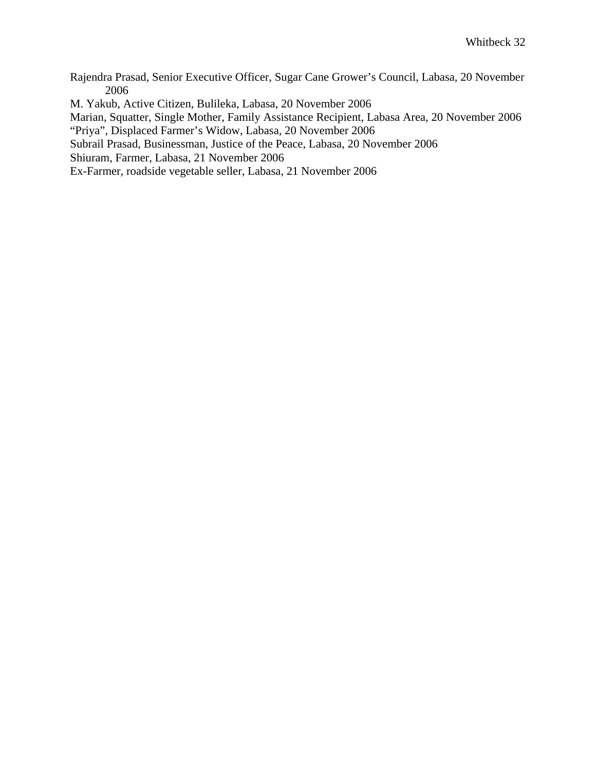Rajendra Prasad, Senior Executive Officer, Sugar Cane Grower's Council, Labasa, 20 November 2006

M. Yakub, Active Citizen, Bulileka, Labasa, 20 November 2006

Marian, Squatter, Single Mother, Family Assistance Recipient, Labasa Area, 20 November 2006

"Priya", Displaced Farmer's Widow, Labasa, 20 November 2006

Subrail Prasad, Businessman, Justice of the Peace, Labasa, 20 November 2006

Shiuram, Farmer, Labasa, 21 November 2006

Ex-Farmer, roadside vegetable seller, Labasa, 21 November 2006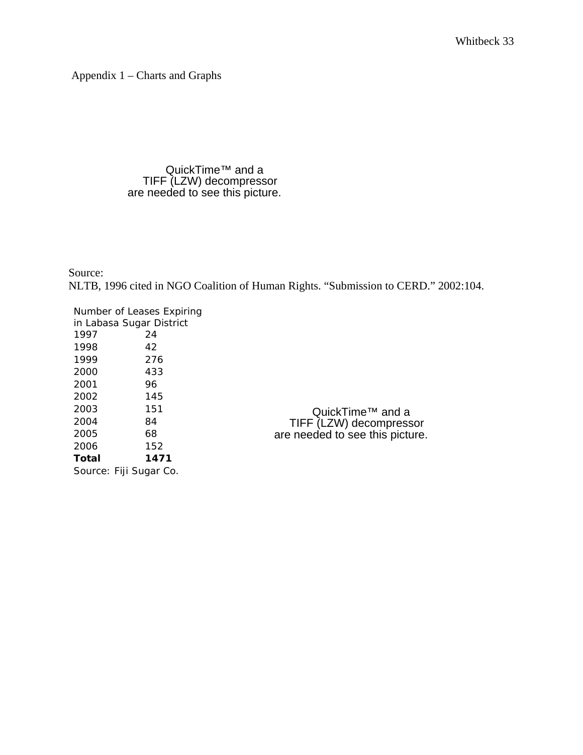Appendix 1 – Charts and Graphs

QuickTime™ and a
TIFF (LZW) decompressor
are needed to see this picture.

Source:
NLTB, 1996 cited in NGO Coalition of Human Rights. "Submission to CERD." 2002:104.

| Number of Leases Expiring in Labasa Sugar District | |
|---|---|
| 1997 | 24 |
| 1998 | 42 |
| 1999 | 276 |
| 2000 | 433 |
| 2001 | 96 |
| 2002 | 145 |
| 2003 | 151 |
| 2004 | 84 |
| 2005 | 68 |
| 2006 | 152 |
| **Total** | **1471** |

Source: Fiji Sugar Co.

QuickTime™ and a
TIFF (LZW) decompressor
are needed to see this picture.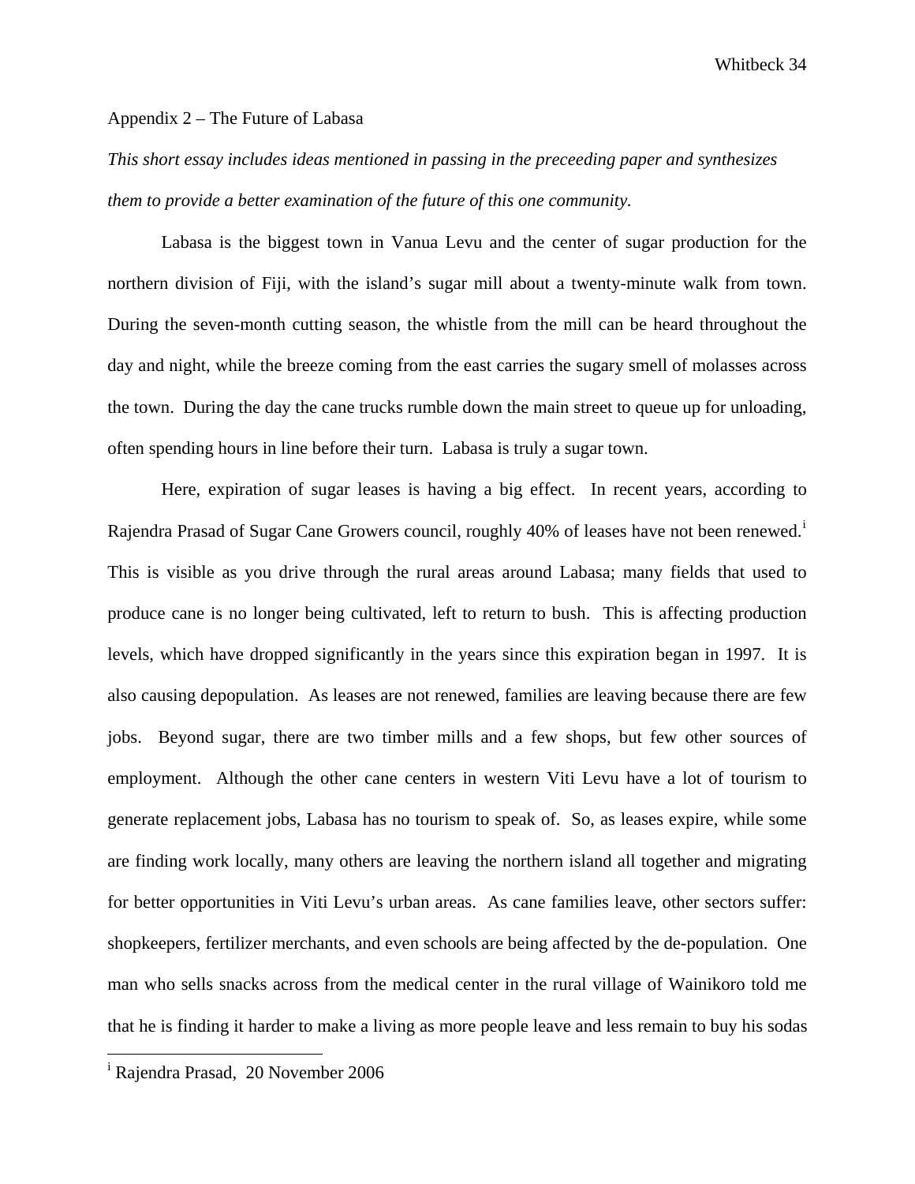Appendix 2 – The Future of Labasa

*This short essay includes ideas mentioned in passing in the preceeding paper and synthesizes them to provide a better examination of the future of this one community.*

Labasa is the biggest town in Vanua Levu and the center of sugar production for the northern division of Fiji, with the island's sugar mill about a twenty-minute walk from town. During the seven-month cutting season, the whistle from the mill can be heard throughout the day and night, while the breeze coming from the east carries the sugary smell of molasses across the town. During the day the cane trucks rumble down the main street to queue up for unloading, often spending hours in line before their turn. Labasa is truly a sugar town.

Here, expiration of sugar leases is having a big effect. In recent years, according to Rajendra Prasad of Sugar Cane Growers council, roughly 40% of leases have not been renewed.[i] This is visible as you drive through the rural areas around Labasa; many fields that used to produce cane is no longer being cultivated, left to return to bush. This is affecting production levels, which have dropped significantly in the years since this expiration began in 1997. It is also causing depopulation. As leases are not renewed, families are leaving because there are few jobs. Beyond sugar, there are two timber mills and a few shops, but few other sources of employment. Although the other cane centers in western Viti Levu have a lot of tourism to generate replacement jobs, Labasa has no tourism to speak of. So, as leases expire, while some are finding work locally, many others are leaving the northern island all together and migrating for better opportunities in Viti Levu's urban areas. As cane families leave, other sectors suffer: shopkeepers, fertilizer merchants, and even schools are being affected by the de-population. One man who sells snacks across from the medical center in the rural village of Wainikoro told me that he is finding it harder to make a living as more people leave and less remain to buy his sodas

---

[i] Rajendra Prasad, 20 November 2006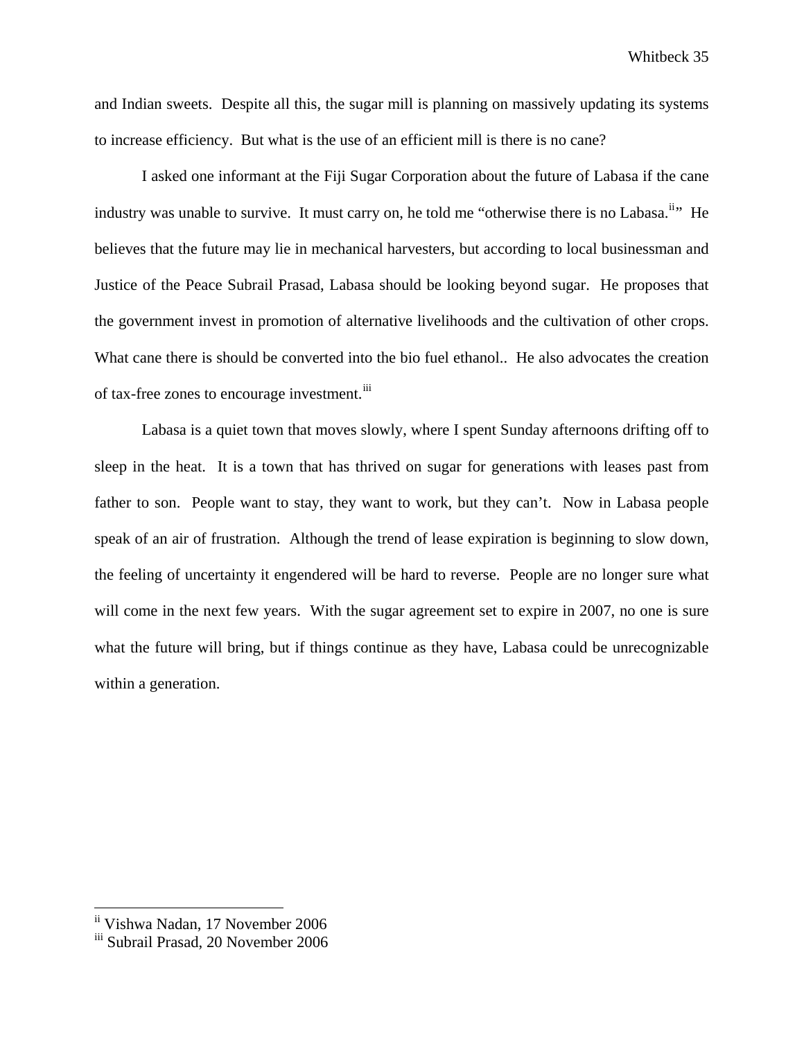and Indian sweets. Despite all this, the sugar mill is planning on massively updating its systems to increase efficiency. But what is the use of an efficient mill is there is no cane?

I asked one informant at the Fiji Sugar Corporation about the future of Labasa if the cane industry was unable to survive. It must carry on, he told me "otherwise there is no Labasa.[ii]" He believes that the future may lie in mechanical harvesters, but according to local businessman and Justice of the Peace Subrail Prasad, Labasa should be looking beyond sugar. He proposes that the government invest in promotion of alternative livelihoods and the cultivation of other crops. What cane there is should be converted into the bio fuel ethanol.. He also advocates the creation of tax-free zones to encourage investment.[iii]

Labasa is a quiet town that moves slowly, where I spent Sunday afternoons drifting off to sleep in the heat. It is a town that has thrived on sugar for generations with leases past from father to son. People want to stay, they want to work, but they can't. Now in Labasa people speak of an air of frustration. Although the trend of lease expiration is beginning to slow down, the feeling of uncertainty it engendered will be hard to reverse. People are no longer sure what will come in the next few years. With the sugar agreement set to expire in 2007, no one is sure what the future will bring, but if things continue as they have, Labasa could be unrecognizable within a generation.

---

[ii] Vishwa Nadan, 17 November 2006

[iii] Subrail Prasad, 20 November 2006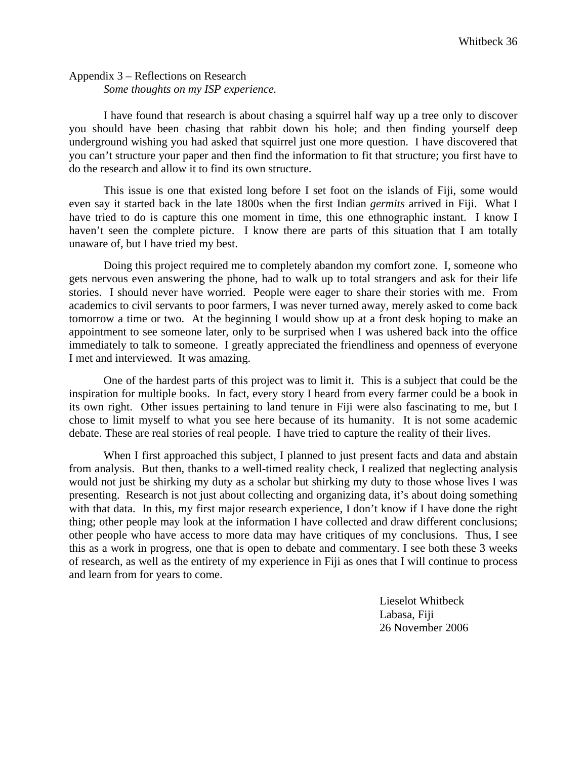## Appendix 3 – Reflections on Research

*Some thoughts on my ISP experience.*

I have found that research is about chasing a squirrel half way up a tree only to discover you should have been chasing that rabbit down his hole; and then finding yourself deep underground wishing you had asked that squirrel just one more question. I have discovered that you can't structure your paper and then find the information to fit that structure; you first have to do the research and allow it to find its own structure.

This issue is one that existed long before I set foot on the islands of Fiji, some would even say it started back in the late 1800s when the first Indian *germits* arrived in Fiji. What I have tried to do is capture this one moment in time, this one ethnographic instant. I know I haven't seen the complete picture. I know there are parts of this situation that I am totally unaware of, but I have tried my best.

Doing this project required me to completely abandon my comfort zone. I, someone who gets nervous even answering the phone, had to walk up to total strangers and ask for their life stories. I should never have worried. People were eager to share their stories with me. From academics to civil servants to poor farmers, I was never turned away, merely asked to come back tomorrow a time or two. At the beginning I would show up at a front desk hoping to make an appointment to see someone later, only to be surprised when I was ushered back into the office immediately to talk to someone. I greatly appreciated the friendliness and openness of everyone I met and interviewed. It was amazing.

One of the hardest parts of this project was to limit it. This is a subject that could be the inspiration for multiple books. In fact, every story I heard from every farmer could be a book in its own right. Other issues pertaining to land tenure in Fiji were also fascinating to me, but I chose to limit myself to what you see here because of its humanity. It is not some academic debate. These are real stories of real people. I have tried to capture the reality of their lives.

When I first approached this subject, I planned to just present facts and data and abstain from analysis. But then, thanks to a well-timed reality check, I realized that neglecting analysis would not just be shirking my duty as a scholar but shirking my duty to those whose lives I was presenting. Research is not just about collecting and organizing data, it's about doing something with that data. In this, my first major research experience, I don't know if I have done the right thing; other people may look at the information I have collected and draw different conclusions; other people who have access to more data may have critiques of my conclusions. Thus, I see this as a work in progress, one that is open to debate and commentary. I see both these 3 weeks of research, as well as the entirety of my experience in Fiji as ones that I will continue to process and learn from for years to come.

Lieselot Whitbeck
Labasa, Fiji
26 November 2006